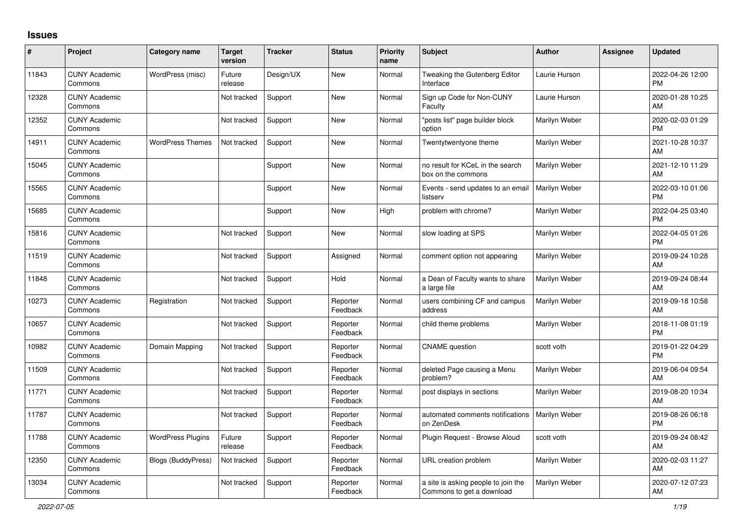## Issues

| # | Project | Category name | Target version | Tracker | Status | Priority name | Subject | Author | Assignee | Updated |
|---|---|---|---|---|---|---|---|---|---|---|
| 11843 | CUNY Academic Commons | WordPress (misc) | Future release | Design/UX | New | Normal | Tweaking the Gutenberg Editor Interface | Laurie Hurson | | 2022-04-26 12:00 PM |
| 12328 | CUNY Academic Commons | | Not tracked | Support | New | Normal | Sign up Code for Non-CUNY Faculty | Laurie Hurson | | 2020-01-28 10:25 AM |
| 12352 | CUNY Academic Commons | | Not tracked | Support | New | Normal | "posts list" page builder block option | Marilyn Weber | | 2020-02-03 01:29 PM |
| 14911 | CUNY Academic Commons | WordPress Themes | Not tracked | Support | New | Normal | Twentytwentyone theme | Marilyn Weber | | 2021-10-28 10:37 AM |
| 15045 | CUNY Academic Commons | | | Support | New | Normal | no result for KCeL in the search box on the commons | Marilyn Weber | | 2021-12-10 11:29 AM |
| 15565 | CUNY Academic Commons | | | Support | New | Normal | Events - send updates to an email listserv | Marilyn Weber | | 2022-03-10 01:06 PM |
| 15685 | CUNY Academic Commons | | | Support | New | High | problem with chrome? | Marilyn Weber | | 2022-04-25 03:40 PM |
| 15816 | CUNY Academic Commons | | Not tracked | Support | New | Normal | slow loading at SPS | Marilyn Weber | | 2022-04-05 01:26 PM |
| 11519 | CUNY Academic Commons | | Not tracked | Support | Assigned | Normal | comment option not appearing | Marilyn Weber | | 2019-09-24 10:28 AM |
| 11848 | CUNY Academic Commons | | Not tracked | Support | Hold | Normal | a Dean of Faculty wants to share a large file | Marilyn Weber | | 2019-09-24 08:44 AM |
| 10273 | CUNY Academic Commons | Registration | Not tracked | Support | Reporter Feedback | Normal | users combining CF and campus address | Marilyn Weber | | 2019-09-18 10:58 AM |
| 10657 | CUNY Academic Commons | | Not tracked | Support | Reporter Feedback | Normal | child theme problems | Marilyn Weber | | 2018-11-08 01:19 PM |
| 10982 | CUNY Academic Commons | Domain Mapping | Not tracked | Support | Reporter Feedback | Normal | CNAME question | scott voth | | 2019-01-22 04:29 PM |
| 11509 | CUNY Academic Commons | | Not tracked | Support | Reporter Feedback | Normal | deleted Page causing a Menu problem? | Marilyn Weber | | 2019-06-04 09:54 AM |
| 11771 | CUNY Academic Commons | | Not tracked | Support | Reporter Feedback | Normal | post displays in sections | Marilyn Weber | | 2019-08-20 10:34 AM |
| 11787 | CUNY Academic Commons | | Not tracked | Support | Reporter Feedback | Normal | automated comments notifications on ZenDesk | Marilyn Weber | | 2019-08-26 06:18 PM |
| 11788 | CUNY Academic Commons | WordPress Plugins | Future release | Support | Reporter Feedback | Normal | Plugin Request - Browse Aloud | scott voth | | 2019-09-24 08:42 AM |
| 12350 | CUNY Academic Commons | Blogs (BuddyPress) | Not tracked | Support | Reporter Feedback | Normal | URL creation problem | Marilyn Weber | | 2020-02-03 11:27 AM |
| 13034 | CUNY Academic Commons | | Not tracked | Support | Reporter Feedback | Normal | a site is asking people to join the Commons to get a download | Marilyn Weber | | 2020-07-12 07:23 AM |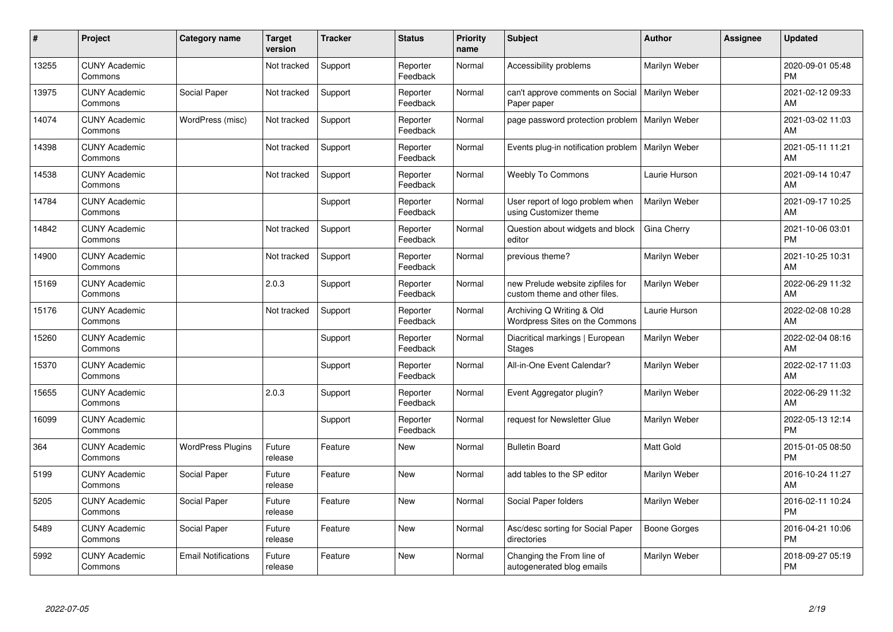| # | Project | Category name | Target version | Tracker | Status | Priority name | Subject | Author | Assignee | Updated |
|---|---|---|---|---|---|---|---|---|---|---|
| 13255 | CUNY Academic Commons | | Not tracked | Support | Reporter Feedback | Normal | Accessibility problems | Marilyn Weber | | 2020-09-01 05:48 PM |
| 13975 | CUNY Academic Commons | Social Paper | Not tracked | Support | Reporter Feedback | Normal | can't approve comments on Social Paper paper | Marilyn Weber | | 2021-02-12 09:33 AM |
| 14074 | CUNY Academic Commons | WordPress (misc) | Not tracked | Support | Reporter Feedback | Normal | page password protection problem | Marilyn Weber | | 2021-03-02 11:03 AM |
| 14398 | CUNY Academic Commons | | Not tracked | Support | Reporter Feedback | Normal | Events plug-in notification problem | Marilyn Weber | | 2021-05-11 11:21 AM |
| 14538 | CUNY Academic Commons | | Not tracked | Support | Reporter Feedback | Normal | Weebly To Commons | Laurie Hurson | | 2021-09-14 10:47 AM |
| 14784 | CUNY Academic Commons | | | Support | Reporter Feedback | Normal | User report of logo problem when using Customizer theme | Marilyn Weber | | 2021-09-17 10:25 AM |
| 14842 | CUNY Academic Commons | | Not tracked | Support | Reporter Feedback | Normal | Question about widgets and block editor | Gina Cherry | | 2021-10-06 03:01 PM |
| 14900 | CUNY Academic Commons | | Not tracked | Support | Reporter Feedback | Normal | previous theme? | Marilyn Weber | | 2021-10-25 10:31 AM |
| 15169 | CUNY Academic Commons | | 2.0.3 | Support | Reporter Feedback | Normal | new Prelude website zipfiles for custom theme and other files. | Marilyn Weber | | 2022-06-29 11:32 AM |
| 15176 | CUNY Academic Commons | | Not tracked | Support | Reporter Feedback | Normal | Archiving Q Writing & Old Wordpress Sites on the Commons | Laurie Hurson | | 2022-02-08 10:28 AM |
| 15260 | CUNY Academic Commons | | | Support | Reporter Feedback | Normal | Diacritical markings \| European Stages | Marilyn Weber | | 2022-02-04 08:16 AM |
| 15370 | CUNY Academic Commons | | | Support | Reporter Feedback | Normal | All-in-One Event Calendar? | Marilyn Weber | | 2022-02-17 11:03 AM |
| 15655 | CUNY Academic Commons | | 2.0.3 | Support | Reporter Feedback | Normal | Event Aggregator plugin? | Marilyn Weber | | 2022-06-29 11:32 AM |
| 16099 | CUNY Academic Commons | | | Support | Reporter Feedback | Normal | request for Newsletter Glue | Marilyn Weber | | 2022-05-13 12:14 PM |
| 364 | CUNY Academic Commons | WordPress Plugins | Future release | Feature | New | Normal | Bulletin Board | Matt Gold | | 2015-01-05 08:50 PM |
| 5199 | CUNY Academic Commons | Social Paper | Future release | Feature | New | Normal | add tables to the SP editor | Marilyn Weber | | 2016-10-24 11:27 AM |
| 5205 | CUNY Academic Commons | Social Paper | Future release | Feature | New | Normal | Social Paper folders | Marilyn Weber | | 2016-02-11 10:24 PM |
| 5489 | CUNY Academic Commons | Social Paper | Future release | Feature | New | Normal | Asc/desc sorting for Social Paper directories | Boone Gorges | | 2016-04-21 10:06 PM |
| 5992 | CUNY Academic Commons | Email Notifications | Future release | Feature | New | Normal | Changing the From line of autogenerated blog emails | Marilyn Weber | | 2018-09-27 05:19 PM |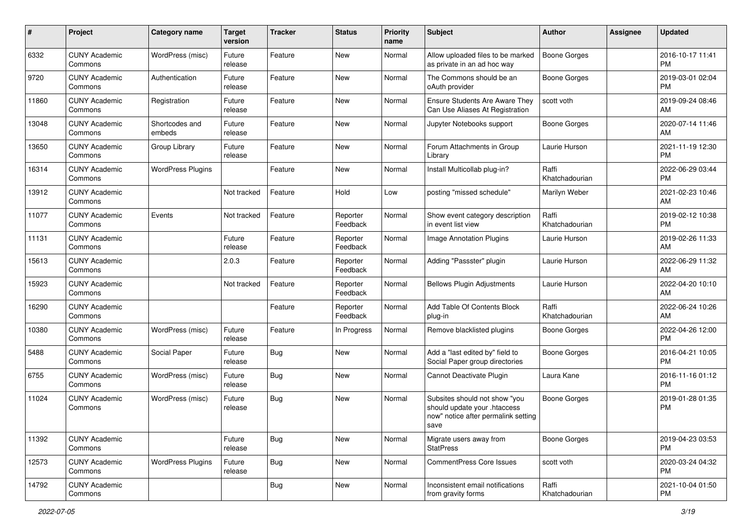| # | Project | Category name | Target version | Tracker | Status | Priority name | Subject | Author | Assignee | Updated |
|---|---|---|---|---|---|---|---|---|---|---|
| 6332 | CUNY Academic Commons | WordPress (misc) | Future release | Feature | New | Normal | Allow uploaded files to be marked as private in an ad hoc way | Boone Gorges | | 2016-10-17 11:41 PM |
| 9720 | CUNY Academic Commons | Authentication | Future release | Feature | New | Normal | The Commons should be an oAuth provider | Boone Gorges | | 2019-03-01 02:04 PM |
| 11860 | CUNY Academic Commons | Registration | Future release | Feature | New | Normal | Ensure Students Are Aware They Can Use Aliases At Registration | scott voth | | 2019-09-24 08:46 AM |
| 13048 | CUNY Academic Commons | Shortcodes and embeds | Future release | Feature | New | Normal | Jupyter Notebooks support | Boone Gorges | | 2020-07-14 11:46 AM |
| 13650 | CUNY Academic Commons | Group Library | Future release | Feature | New | Normal | Forum Attachments in Group Library | Laurie Hurson | | 2021-11-19 12:30 PM |
| 16314 | CUNY Academic Commons | WordPress Plugins | | Feature | New | Normal | Install Multicollab plug-in? | Raffi Khatchadourian | | 2022-06-29 03:44 PM |
| 13912 | CUNY Academic Commons | | Not tracked | Feature | Hold | Low | posting "missed schedule" | Marilyn Weber | | 2021-02-23 10:46 AM |
| 11077 | CUNY Academic Commons | Events | Not tracked | Feature | Reporter Feedback | Normal | Show event category description in event list view | Raffi Khatchadourian | | 2019-02-12 10:38 PM |
| 11131 | CUNY Academic Commons | | Future release | Feature | Reporter Feedback | Normal | Image Annotation Plugins | Laurie Hurson | | 2019-02-26 11:33 AM |
| 15613 | CUNY Academic Commons | | 2.0.3 | Feature | Reporter Feedback | Normal | Adding "Passster" plugin | Laurie Hurson | | 2022-06-29 11:32 AM |
| 15923 | CUNY Academic Commons | | Not tracked | Feature | Reporter Feedback | Normal | Bellows Plugin Adjustments | Laurie Hurson | | 2022-04-20 10:10 AM |
| 16290 | CUNY Academic Commons | | | Feature | Reporter Feedback | Normal | Add Table Of Contents Block plug-in | Raffi Khatchadourian | | 2022-06-24 10:26 AM |
| 10380 | CUNY Academic Commons | WordPress (misc) | Future release | Feature | In Progress | Normal | Remove blacklisted plugins | Boone Gorges | | 2022-04-26 12:00 PM |
| 5488 | CUNY Academic Commons | Social Paper | Future release | Bug | New | Normal | Add a "last edited by" field to Social Paper group directories | Boone Gorges | | 2016-04-21 10:05 PM |
| 6755 | CUNY Academic Commons | WordPress (misc) | Future release | Bug | New | Normal | Cannot Deactivate Plugin | Laura Kane | | 2016-11-16 01:12 PM |
| 11024 | CUNY Academic Commons | WordPress (misc) | Future release | Bug | New | Normal | Subsites should not show "you should update your .htaccess now" notice after permalink setting save | Boone Gorges | | 2019-01-28 01:35 PM |
| 11392 | CUNY Academic Commons | | Future release | Bug | New | Normal | Migrate users away from StatPress | Boone Gorges | | 2019-04-23 03:53 PM |
| 12573 | CUNY Academic Commons | WordPress Plugins | Future release | Bug | New | Normal | CommentPress Core Issues | scott voth | | 2020-03-24 04:32 PM |
| 14792 | CUNY Academic Commons | | | Bug | New | Normal | Inconsistent email notifications from gravity forms | Raffi Khatchadourian | | 2021-10-04 01:50 PM |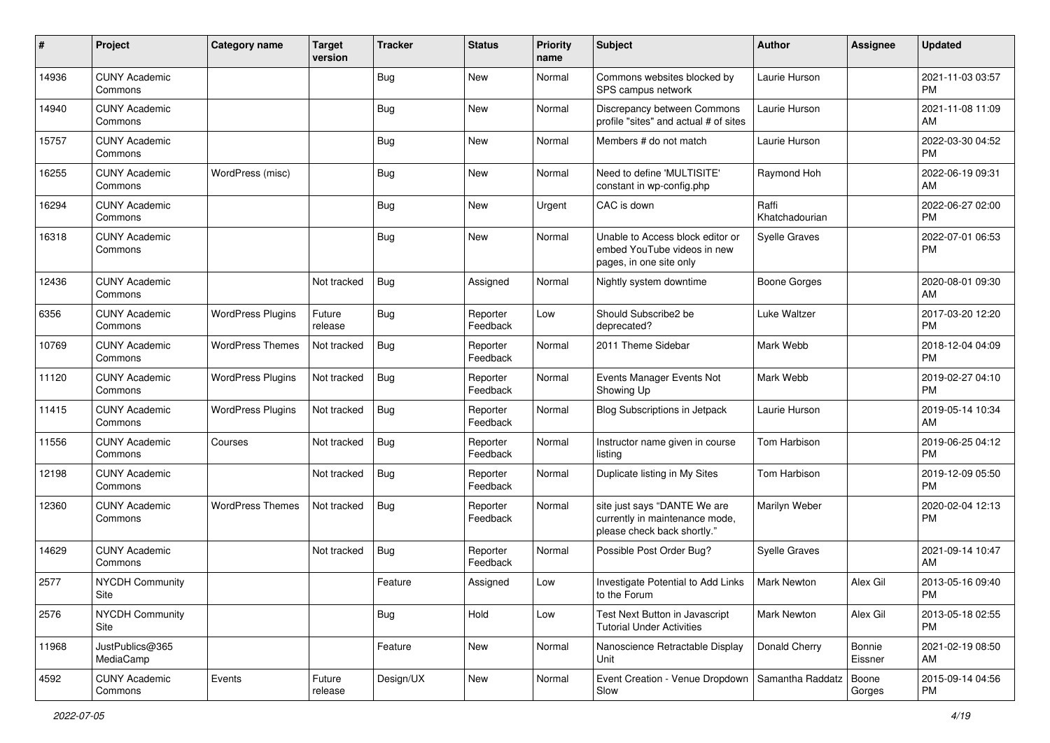| # | Project | Category name | Target version | Tracker | Status | Priority name | Subject | Author | Assignee | Updated |
|---|---|---|---|---|---|---|---|---|---|---|
| 14936 | CUNY Academic Commons | | | Bug | New | Normal | Commons websites blocked by SPS campus network | Laurie Hurson | | 2021-11-03 03:57 PM |
| 14940 | CUNY Academic Commons | | | Bug | New | Normal | Discrepancy between Commons profile "sites" and actual # of sites | Laurie Hurson | | 2021-11-08 11:09 AM |
| 15757 | CUNY Academic Commons | | | Bug | New | Normal | Members # do not match | Laurie Hurson | | 2022-03-30 04:52 PM |
| 16255 | CUNY Academic Commons | WordPress (misc) | | Bug | New | Normal | Need to define 'MULTISITE' constant in wp-config.php | Raymond Hoh | | 2022-06-19 09:31 AM |
| 16294 | CUNY Academic Commons | | | Bug | New | Urgent | CAC is down | Raffi Khatchadourian | | 2022-06-27 02:00 PM |
| 16318 | CUNY Academic Commons | | | Bug | New | Normal | Unable to Access block editor or embed YouTube videos in new pages, in one site only | Syelle Graves | | 2022-07-01 06:53 PM |
| 12436 | CUNY Academic Commons | | Not tracked | Bug | Assigned | Normal | Nightly system downtime | Boone Gorges | | 2020-08-01 09:30 AM |
| 6356 | CUNY Academic Commons | WordPress Plugins | Future release | Bug | Reporter Feedback | Low | Should Subscribe2 be deprecated? | Luke Waltzer | | 2017-03-20 12:20 PM |
| 10769 | CUNY Academic Commons | WordPress Themes | Not tracked | Bug | Reporter Feedback | Normal | 2011 Theme Sidebar | Mark Webb | | 2018-12-04 04:09 PM |
| 11120 | CUNY Academic Commons | WordPress Plugins | Not tracked | Bug | Reporter Feedback | Normal | Events Manager Events Not Showing Up | Mark Webb | | 2019-02-27 04:10 PM |
| 11415 | CUNY Academic Commons | WordPress Plugins | Not tracked | Bug | Reporter Feedback | Normal | Blog Subscriptions in Jetpack | Laurie Hurson | | 2019-05-14 10:34 AM |
| 11556 | CUNY Academic Commons | Courses | Not tracked | Bug | Reporter Feedback | Normal | Instructor name given in course listing | Tom Harbison | | 2019-06-25 04:12 PM |
| 12198 | CUNY Academic Commons | | Not tracked | Bug | Reporter Feedback | Normal | Duplicate listing in My Sites | Tom Harbison | | 2019-12-09 05:50 PM |
| 12360 | CUNY Academic Commons | WordPress Themes | Not tracked | Bug | Reporter Feedback | Normal | site just says "DANTE We are currently in maintenance mode, please check back shortly." | Marilyn Weber | | 2020-02-04 12:13 PM |
| 14629 | CUNY Academic Commons | | Not tracked | Bug | Reporter Feedback | Normal | Possible Post Order Bug? | Syelle Graves | | 2021-09-14 10:47 AM |
| 2577 | NYCDH Community Site | | | Feature | Assigned | Low | Investigate Potential to Add Links to the Forum | Mark Newton | Alex Gil | 2013-05-16 09:40 PM |
| 2576 | NYCDH Community Site | | | Bug | Hold | Low | Test Next Button in Javascript Tutorial Under Activities | Mark Newton | Alex Gil | 2013-05-18 02:55 PM |
| 11968 | JustPublics@365 MediaCamp | | | Feature | New | Normal | Nanoscience Retractable Display Unit | Donald Cherry | Bonnie Eissner | 2021-02-19 08:50 AM |
| 4592 | CUNY Academic Commons | Events | Future release | Design/UX | New | Normal | Event Creation - Venue Dropdown Slow | Samantha Raddatz | Boone Gorges | 2015-09-14 04:56 PM |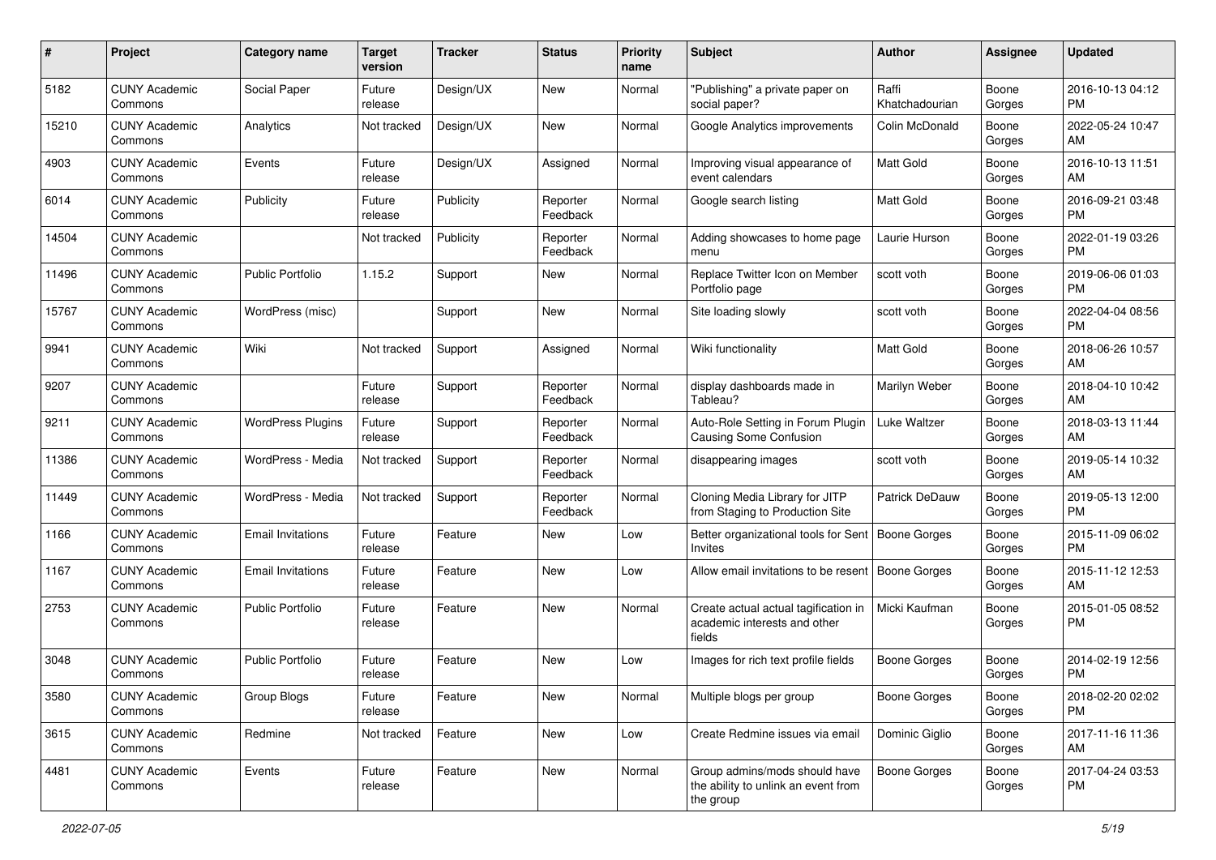| # | Project | Category name | Target version | Tracker | Status | Priority name | Subject | Author | Assignee | Updated |
|---|---|---|---|---|---|---|---|---|---|---|
| 5182 | CUNY Academic Commons | Social Paper | Future release | Design/UX | New | Normal | "Publishing" a private paper on social paper? | Raffi Khatchadourian | Boone Gorges | 2016-10-13 04:12 PM |
| 15210 | CUNY Academic Commons | Analytics | Not tracked | Design/UX | New | Normal | Google Analytics improvements | Colin McDonald | Boone Gorges | 2022-05-24 10:47 AM |
| 4903 | CUNY Academic Commons | Events | Future release | Design/UX | Assigned | Normal | Improving visual appearance of event calendars | Matt Gold | Boone Gorges | 2016-10-13 11:51 AM |
| 6014 | CUNY Academic Commons | Publicity | Future release | Publicity | Reporter Feedback | Normal | Google search listing | Matt Gold | Boone Gorges | 2016-09-21 03:48 PM |
| 14504 | CUNY Academic Commons | | Not tracked | Publicity | Reporter Feedback | Normal | Adding showcases to home page menu | Laurie Hurson | Boone Gorges | 2022-01-19 03:26 PM |
| 11496 | CUNY Academic Commons | Public Portfolio | 1.15.2 | Support | New | Normal | Replace Twitter Icon on Member Portfolio page | scott voth | Boone Gorges | 2019-06-06 01:03 PM |
| 15767 | CUNY Academic Commons | WordPress (misc) | | Support | New | Normal | Site loading slowly | scott voth | Boone Gorges | 2022-04-04 08:56 PM |
| 9941 | CUNY Academic Commons | Wiki | Not tracked | Support | Assigned | Normal | Wiki functionality | Matt Gold | Boone Gorges | 2018-06-26 10:57 AM |
| 9207 | CUNY Academic Commons | | Future release | Support | Reporter Feedback | Normal | display dashboards made in Tableau? | Marilyn Weber | Boone Gorges | 2018-04-10 10:42 AM |
| 9211 | CUNY Academic Commons | WordPress Plugins | Future release | Support | Reporter Feedback | Normal | Auto-Role Setting in Forum Plugin Causing Some Confusion | Luke Waltzer | Boone Gorges | 2018-03-13 11:44 AM |
| 11386 | CUNY Academic Commons | WordPress - Media | Not tracked | Support | Reporter Feedback | Normal | disappearing images | scott voth | Boone Gorges | 2019-05-14 10:32 AM |
| 11449 | CUNY Academic Commons | WordPress - Media | Not tracked | Support | Reporter Feedback | Normal | Cloning Media Library for JITP from Staging to Production Site | Patrick DeDauw | Boone Gorges | 2019-05-13 12:00 PM |
| 1166 | CUNY Academic Commons | Email Invitations | Future release | Feature | New | Low | Better organizational tools for Sent Invites | Boone Gorges | Boone Gorges | 2015-11-09 06:02 PM |
| 1167 | CUNY Academic Commons | Email Invitations | Future release | Feature | New | Low | Allow email invitations to be resent | Boone Gorges | Boone Gorges | 2015-11-12 12:53 AM |
| 2753 | CUNY Academic Commons | Public Portfolio | Future release | Feature | New | Normal | Create actual actual tagification in academic interests and other fields | Micki Kaufman | Boone Gorges | 2015-01-05 08:52 PM |
| 3048 | CUNY Academic Commons | Public Portfolio | Future release | Feature | New | Low | Images for rich text profile fields | Boone Gorges | Boone Gorges | 2014-02-19 12:56 PM |
| 3580 | CUNY Academic Commons | Group Blogs | Future release | Feature | New | Normal | Multiple blogs per group | Boone Gorges | Boone Gorges | 2018-02-20 02:02 PM |
| 3615 | CUNY Academic Commons | Redmine | Not tracked | Feature | New | Low | Create Redmine issues via email | Dominic Giglio | Boone Gorges | 2017-11-16 11:36 AM |
| 4481 | CUNY Academic Commons | Events | Future release | Feature | New | Normal | Group admins/mods should have the ability to unlink an event from the group | Boone Gorges | Boone Gorges | 2017-04-24 03:53 PM |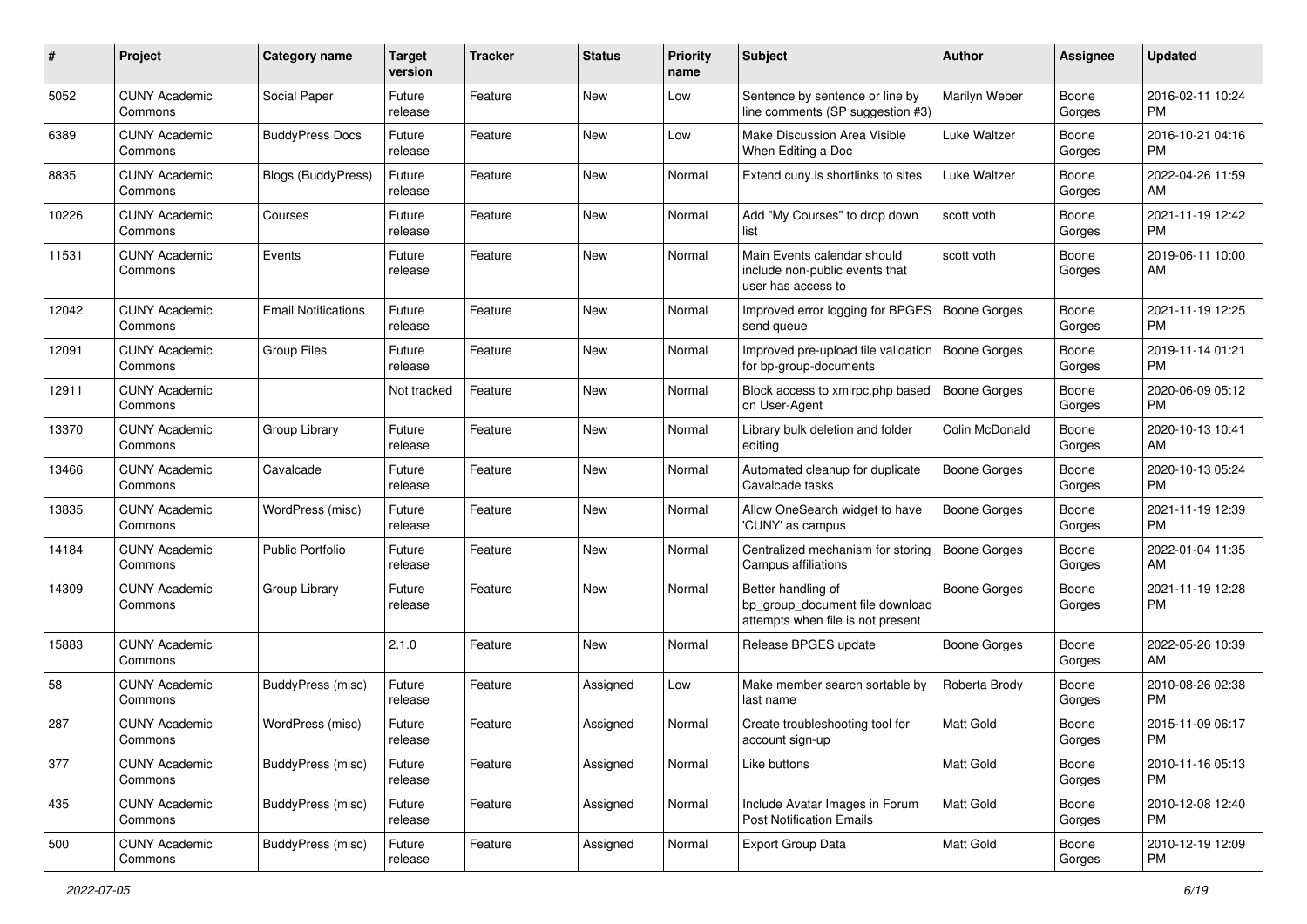| # | Project | Category name | Target version | Tracker | Status | Priority name | Subject | Author | Assignee | Updated |
|---|---|---|---|---|---|---|---|---|---|---|
| 5052 | CUNY Academic Commons | Social Paper | Future release | Feature | New | Low | Sentence by sentence or line by line comments (SP suggestion #3) | Marilyn Weber | Boone Gorges | 2016-02-11 10:24 PM |
| 6389 | CUNY Academic Commons | BuddyPress Docs | Future release | Feature | New | Low | Make Discussion Area Visible When Editing a Doc | Luke Waltzer | Boone Gorges | 2016-10-21 04:16 PM |
| 8835 | CUNY Academic Commons | Blogs (BuddyPress) | Future release | Feature | New | Normal | Extend cuny.is shortlinks to sites | Luke Waltzer | Boone Gorges | 2022-04-26 11:59 AM |
| 10226 | CUNY Academic Commons | Courses | Future release | Feature | New | Normal | Add "My Courses" to drop down list | scott voth | Boone Gorges | 2021-11-19 12:42 PM |
| 11531 | CUNY Academic Commons | Events | Future release | Feature | New | Normal | Main Events calendar should include non-public events that user has access to | scott voth | Boone Gorges | 2019-06-11 10:00 AM |
| 12042 | CUNY Academic Commons | Email Notifications | Future release | Feature | New | Normal | Improved error logging for BPGES send queue | Boone Gorges | Boone Gorges | 2021-11-19 12:25 PM |
| 12091 | CUNY Academic Commons | Group Files | Future release | Feature | New | Normal | Improved pre-upload file validation for bp-group-documents | Boone Gorges | Boone Gorges | 2019-11-14 01:21 PM |
| 12911 | CUNY Academic Commons | | Not tracked | Feature | New | Normal | Block access to xmlrpc.php based on User-Agent | Boone Gorges | Boone Gorges | 2020-06-09 05:12 PM |
| 13370 | CUNY Academic Commons | Group Library | Future release | Feature | New | Normal | Library bulk deletion and folder editing | Colin McDonald | Boone Gorges | 2020-10-13 10:41 AM |
| 13466 | CUNY Academic Commons | Cavalcade | Future release | Feature | New | Normal | Automated cleanup for duplicate Cavalcade tasks | Boone Gorges | Boone Gorges | 2020-10-13 05:24 PM |
| 13835 | CUNY Academic Commons | WordPress (misc) | Future release | Feature | New | Normal | Allow OneSearch widget to have 'CUNY' as campus | Boone Gorges | Boone Gorges | 2021-11-19 12:39 PM |
| 14184 | CUNY Academic Commons | Public Portfolio | Future release | Feature | New | Normal | Centralized mechanism for storing Campus affiliations | Boone Gorges | Boone Gorges | 2022-01-04 11:35 AM |
| 14309 | CUNY Academic Commons | Group Library | Future release | Feature | New | Normal | Better handling of bp_group_document file download attempts when file is not present | Boone Gorges | Boone Gorges | 2021-11-19 12:28 PM |
| 15883 | CUNY Academic Commons | | 2.1.0 | Feature | New | Normal | Release BPGES update | Boone Gorges | Boone Gorges | 2022-05-26 10:39 AM |
| 58 | CUNY Academic Commons | BuddyPress (misc) | Future release | Feature | Assigned | Low | Make member search sortable by last name | Roberta Brody | Boone Gorges | 2010-08-26 02:38 PM |
| 287 | CUNY Academic Commons | WordPress (misc) | Future release | Feature | Assigned | Normal | Create troubleshooting tool for account sign-up | Matt Gold | Boone Gorges | 2015-11-09 06:17 PM |
| 377 | CUNY Academic Commons | BuddyPress (misc) | Future release | Feature | Assigned | Normal | Like buttons | Matt Gold | Boone Gorges | 2010-11-16 05:13 PM |
| 435 | CUNY Academic Commons | BuddyPress (misc) | Future release | Feature | Assigned | Normal | Include Avatar Images in Forum Post Notification Emails | Matt Gold | Boone Gorges | 2010-12-08 12:40 PM |
| 500 | CUNY Academic Commons | BuddyPress (misc) | Future release | Feature | Assigned | Normal | Export Group Data | Matt Gold | Boone Gorges | 2010-12-19 12:09 PM |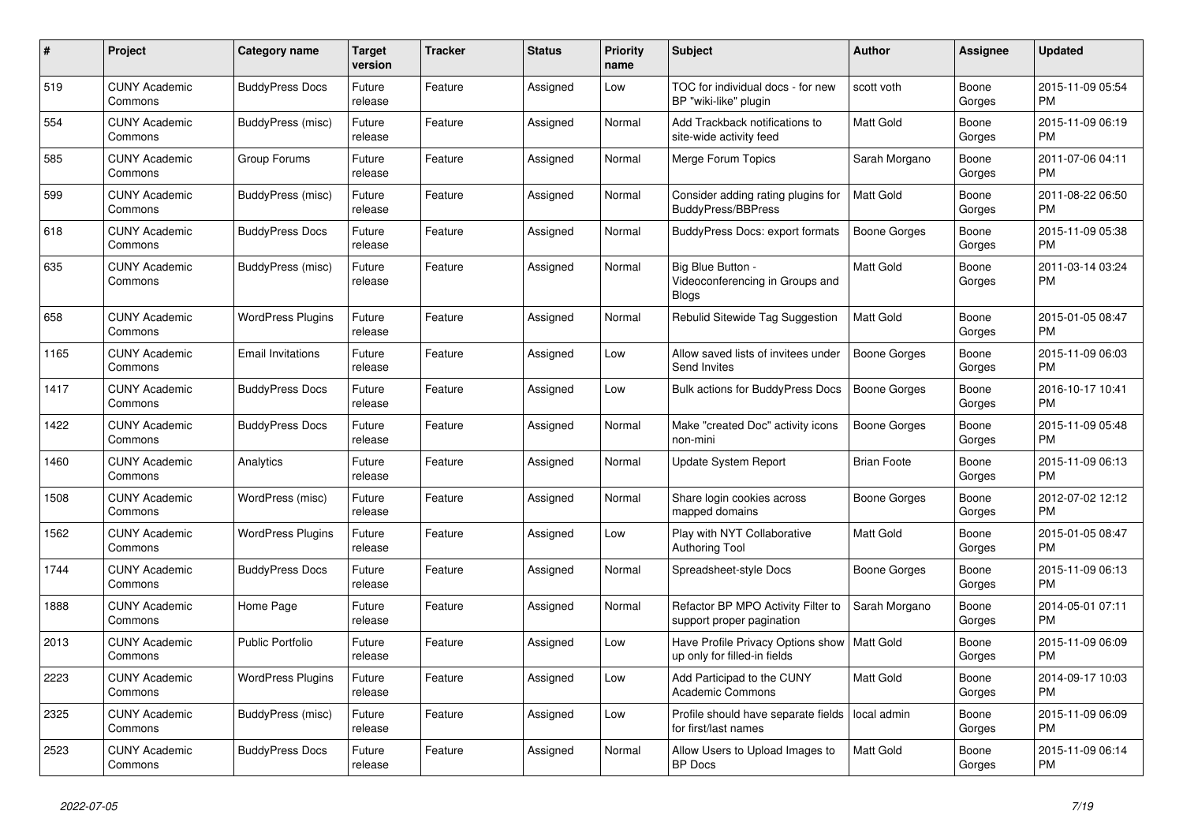| # | Project | Category name | Target version | Tracker | Status | Priority name | Subject | Author | Assignee | Updated |
|---|---|---|---|---|---|---|---|---|---|---|
| 519 | CUNY Academic Commons | BuddyPress Docs | Future release | Feature | Assigned | Low | TOC for individual docs - for new BP "wiki-like" plugin | scott voth | Boone Gorges | 2015-11-09 05:54 PM |
| 554 | CUNY Academic Commons | BuddyPress (misc) | Future release | Feature | Assigned | Normal | Add Trackback notifications to site-wide activity feed | Matt Gold | Boone Gorges | 2015-11-09 06:19 PM |
| 585 | CUNY Academic Commons | Group Forums | Future release | Feature | Assigned | Normal | Merge Forum Topics | Sarah Morgano | Boone Gorges | 2011-07-06 04:11 PM |
| 599 | CUNY Academic Commons | BuddyPress (misc) | Future release | Feature | Assigned | Normal | Consider adding rating plugins for BuddyPress/BBPress | Matt Gold | Boone Gorges | 2011-08-22 06:50 PM |
| 618 | CUNY Academic Commons | BuddyPress Docs | Future release | Feature | Assigned | Normal | BuddyPress Docs: export formats | Boone Gorges | Boone Gorges | 2015-11-09 05:38 PM |
| 635 | CUNY Academic Commons | BuddyPress (misc) | Future release | Feature | Assigned | Normal | Big Blue Button - Videoconferencing in Groups and Blogs | Matt Gold | Boone Gorges | 2011-03-14 03:24 PM |
| 658 | CUNY Academic Commons | WordPress Plugins | Future release | Feature | Assigned | Normal | Rebulid Sitewide Tag Suggestion | Matt Gold | Boone Gorges | 2015-01-05 08:47 PM |
| 1165 | CUNY Academic Commons | Email Invitations | Future release | Feature | Assigned | Low | Allow saved lists of invitees under Send Invites | Boone Gorges | Boone Gorges | 2015-11-09 06:03 PM |
| 1417 | CUNY Academic Commons | BuddyPress Docs | Future release | Feature | Assigned | Low | Bulk actions for BuddyPress Docs | Boone Gorges | Boone Gorges | 2016-10-17 10:41 PM |
| 1422 | CUNY Academic Commons | BuddyPress Docs | Future release | Feature | Assigned | Normal | Make "created Doc" activity icons non-mini | Boone Gorges | Boone Gorges | 2015-11-09 05:48 PM |
| 1460 | CUNY Academic Commons | Analytics | Future release | Feature | Assigned | Normal | Update System Report | Brian Foote | Boone Gorges | 2015-11-09 06:13 PM |
| 1508 | CUNY Academic Commons | WordPress (misc) | Future release | Feature | Assigned | Normal | Share login cookies across mapped domains | Boone Gorges | Boone Gorges | 2012-07-02 12:12 PM |
| 1562 | CUNY Academic Commons | WordPress Plugins | Future release | Feature | Assigned | Low | Play with NYT Collaborative Authoring Tool | Matt Gold | Boone Gorges | 2015-01-05 08:47 PM |
| 1744 | CUNY Academic Commons | BuddyPress Docs | Future release | Feature | Assigned | Normal | Spreadsheet-style Docs | Boone Gorges | Boone Gorges | 2015-11-09 06:13 PM |
| 1888 | CUNY Academic Commons | Home Page | Future release | Feature | Assigned | Normal | Refactor BP MPO Activity Filter to support proper pagination | Sarah Morgano | Boone Gorges | 2014-05-01 07:11 PM |
| 2013 | CUNY Academic Commons | Public Portfolio | Future release | Feature | Assigned | Low | Have Profile Privacy Options show up only for filled-in fields | Matt Gold | Boone Gorges | 2015-11-09 06:09 PM |
| 2223 | CUNY Academic Commons | WordPress Plugins | Future release | Feature | Assigned | Low | Add Participad to the CUNY Academic Commons | Matt Gold | Boone Gorges | 2014-09-17 10:03 PM |
| 2325 | CUNY Academic Commons | BuddyPress (misc) | Future release | Feature | Assigned | Low | Profile should have separate fields for first/last names | local admin | Boone Gorges | 2015-11-09 06:09 PM |
| 2523 | CUNY Academic Commons | BuddyPress Docs | Future release | Feature | Assigned | Normal | Allow Users to Upload Images to BP Docs | Matt Gold | Boone Gorges | 2015-11-09 06:14 PM |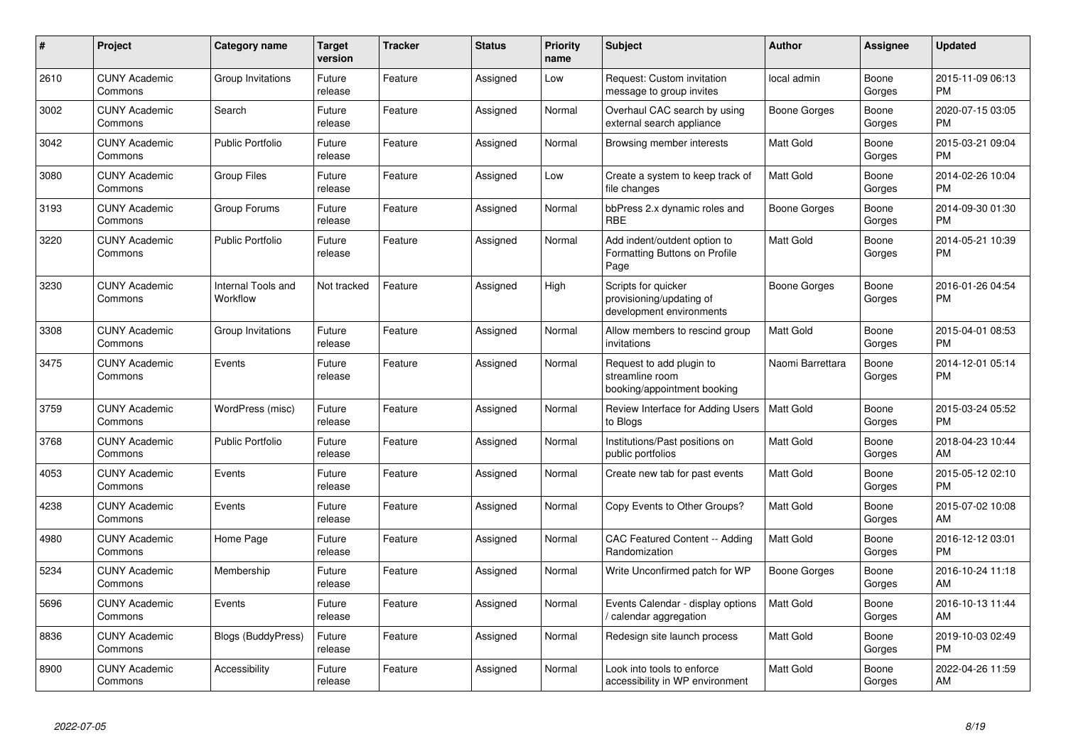| # | Project | Category name | Target version | Tracker | Status | Priority name | Subject | Author | Assignee | Updated |
|---|---|---|---|---|---|---|---|---|---|---|
| 2610 | CUNY Academic Commons | Group Invitations | Future release | Feature | Assigned | Low | Request: Custom invitation message to group invites | local admin | Boone Gorges | 2015-11-09 06:13 PM |
| 3002 | CUNY Academic Commons | Search | Future release | Feature | Assigned | Normal | Overhaul CAC search by using external search appliance | Boone Gorges | Boone Gorges | 2020-07-15 03:05 PM |
| 3042 | CUNY Academic Commons | Public Portfolio | Future release | Feature | Assigned | Normal | Browsing member interests | Matt Gold | Boone Gorges | 2015-03-21 09:04 PM |
| 3080 | CUNY Academic Commons | Group Files | Future release | Feature | Assigned | Low | Create a system to keep track of file changes | Matt Gold | Boone Gorges | 2014-02-26 10:04 PM |
| 3193 | CUNY Academic Commons | Group Forums | Future release | Feature | Assigned | Normal | bbPress 2.x dynamic roles and RBE | Boone Gorges | Boone Gorges | 2014-09-30 01:30 PM |
| 3220 | CUNY Academic Commons | Public Portfolio | Future release | Feature | Assigned | Normal | Add indent/outdent option to Formatting Buttons on Profile Page | Matt Gold | Boone Gorges | 2014-05-21 10:39 PM |
| 3230 | CUNY Academic Commons | Internal Tools and Workflow | Not tracked | Feature | Assigned | High | Scripts for quicker provisioning/updating of development environments | Boone Gorges | Boone Gorges | 2016-01-26 04:54 PM |
| 3308 | CUNY Academic Commons | Group Invitations | Future release | Feature | Assigned | Normal | Allow members to rescind group invitations | Matt Gold | Boone Gorges | 2015-04-01 08:53 PM |
| 3475 | CUNY Academic Commons | Events | Future release | Feature | Assigned | Normal | Request to add plugin to streamline room booking/appointment booking | Naomi Barrettara | Boone Gorges | 2014-12-01 05:14 PM |
| 3759 | CUNY Academic Commons | WordPress (misc) | Future release | Feature | Assigned | Normal | Review Interface for Adding Users to Blogs | Matt Gold | Boone Gorges | 2015-03-24 05:52 PM |
| 3768 | CUNY Academic Commons | Public Portfolio | Future release | Feature | Assigned | Normal | Institutions/Past positions on public portfolios | Matt Gold | Boone Gorges | 2018-04-23 10:44 AM |
| 4053 | CUNY Academic Commons | Events | Future release | Feature | Assigned | Normal | Create new tab for past events | Matt Gold | Boone Gorges | 2015-05-12 02:10 PM |
| 4238 | CUNY Academic Commons | Events | Future release | Feature | Assigned | Normal | Copy Events to Other Groups? | Matt Gold | Boone Gorges | 2015-07-02 10:08 AM |
| 4980 | CUNY Academic Commons | Home Page | Future release | Feature | Assigned | Normal | CAC Featured Content -- Adding Randomization | Matt Gold | Boone Gorges | 2016-12-12 03:01 PM |
| 5234 | CUNY Academic Commons | Membership | Future release | Feature | Assigned | Normal | Write Unconfirmed patch for WP | Boone Gorges | Boone Gorges | 2016-10-24 11:18 AM |
| 5696 | CUNY Academic Commons | Events | Future release | Feature | Assigned | Normal | Events Calendar - display options / calendar aggregation | Matt Gold | Boone Gorges | 2016-10-13 11:44 AM |
| 8836 | CUNY Academic Commons | Blogs (BuddyPress) | Future release | Feature | Assigned | Normal | Redesign site launch process | Matt Gold | Boone Gorges | 2019-10-03 02:49 PM |
| 8900 | CUNY Academic Commons | Accessibility | Future release | Feature | Assigned | Normal | Look into tools to enforce accessibility in WP environment | Matt Gold | Boone Gorges | 2022-04-26 11:59 AM |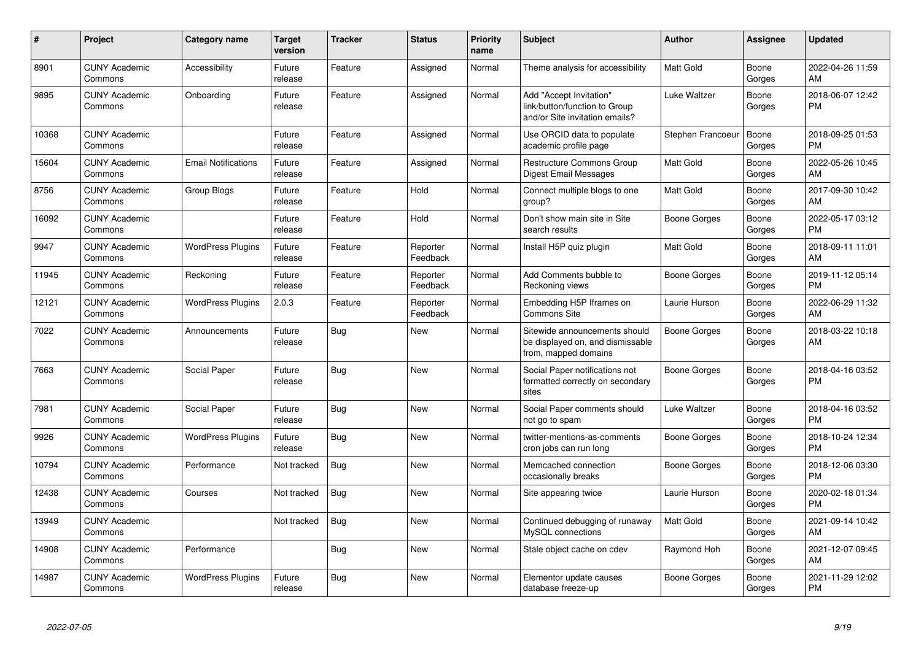| # | Project | Category name | Target version | Tracker | Status | Priority name | Subject | Author | Assignee | Updated |
|---|---|---|---|---|---|---|---|---|---|---|
| 8901 | CUNY Academic Commons | Accessibility | Future release | Feature | Assigned | Normal | Theme analysis for accessibility | Matt Gold | Boone Gorges | 2022-04-26 11:59 AM |
| 9895 | CUNY Academic Commons | Onboarding | Future release | Feature | Assigned | Normal | Add "Accept Invitation" link/button/function to Group and/or Site invitation emails? | Luke Waltzer | Boone Gorges | 2018-06-07 12:42 PM |
| 10368 | CUNY Academic Commons | | Future release | Feature | Assigned | Normal | Use ORCID data to populate academic profile page | Stephen Francoeur | Boone Gorges | 2018-09-25 01:53 PM |
| 15604 | CUNY Academic Commons | Email Notifications | Future release | Feature | Assigned | Normal | Restructure Commons Group Digest Email Messages | Matt Gold | Boone Gorges | 2022-05-26 10:45 AM |
| 8756 | CUNY Academic Commons | Group Blogs | Future release | Feature | Hold | Normal | Connect multiple blogs to one group? | Matt Gold | Boone Gorges | 2017-09-30 10:42 AM |
| 16092 | CUNY Academic Commons | | Future release | Feature | Hold | Normal | Don't show main site in Site search results | Boone Gorges | Boone Gorges | 2022-05-17 03:12 PM |
| 9947 | CUNY Academic Commons | WordPress Plugins | Future release | Feature | Reporter Feedback | Normal | Install H5P quiz plugin | Matt Gold | Boone Gorges | 2018-09-11 11:01 AM |
| 11945 | CUNY Academic Commons | Reckoning | Future release | Feature | Reporter Feedback | Normal | Add Comments bubble to Reckoning views | Boone Gorges | Boone Gorges | 2019-11-12 05:14 PM |
| 12121 | CUNY Academic Commons | WordPress Plugins | 2.0.3 | Feature | Reporter Feedback | Normal | Embedding H5P Iframes on Commons Site | Laurie Hurson | Boone Gorges | 2022-06-29 11:32 AM |
| 7022 | CUNY Academic Commons | Announcements | Future release | Bug | New | Normal | Sitewide announcements should be displayed on, and dismissable from, mapped domains | Boone Gorges | Boone Gorges | 2018-03-22 10:18 AM |
| 7663 | CUNY Academic Commons | Social Paper | Future release | Bug | New | Normal | Social Paper notifications not formatted correctly on secondary sites | Boone Gorges | Boone Gorges | 2018-04-16 03:52 PM |
| 7981 | CUNY Academic Commons | Social Paper | Future release | Bug | New | Normal | Social Paper comments should not go to spam | Luke Waltzer | Boone Gorges | 2018-04-16 03:52 PM |
| 9926 | CUNY Academic Commons | WordPress Plugins | Future release | Bug | New | Normal | twitter-mentions-as-comments cron jobs can run long | Boone Gorges | Boone Gorges | 2018-10-24 12:34 PM |
| 10794 | CUNY Academic Commons | Performance | Not tracked | Bug | New | Normal | Memcached connection occasionally breaks | Boone Gorges | Boone Gorges | 2018-12-06 03:30 PM |
| 12438 | CUNY Academic Commons | Courses | Not tracked | Bug | New | Normal | Site appearing twice | Laurie Hurson | Boone Gorges | 2020-02-18 01:34 PM |
| 13949 | CUNY Academic Commons | | Not tracked | Bug | New | Normal | Continued debugging of runaway MySQL connections | Matt Gold | Boone Gorges | 2021-09-14 10:42 AM |
| 14908 | CUNY Academic Commons | Performance | | Bug | New | Normal | Stale object cache on cdev | Raymond Hoh | Boone Gorges | 2021-12-07 09:45 AM |
| 14987 | CUNY Academic Commons | WordPress Plugins | Future release | Bug | New | Normal | Elementor update causes database freeze-up | Boone Gorges | Boone Gorges | 2021-11-29 12:02 PM |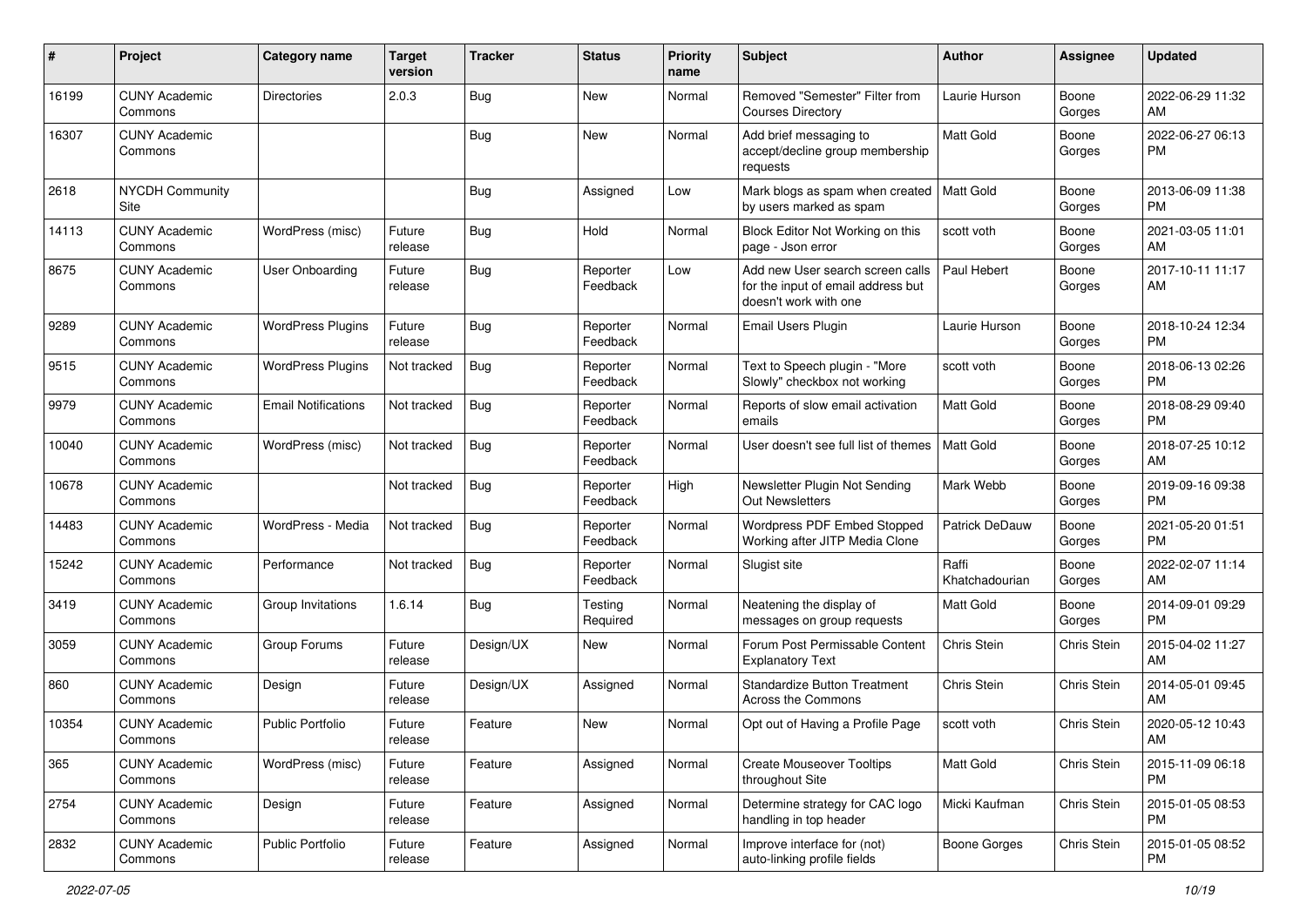| # | Project | Category name | Target version | Tracker | Status | Priority name | Subject | Author | Assignee | Updated |
|---|---|---|---|---|---|---|---|---|---|---|
| 16199 | CUNY Academic Commons | Directories | 2.0.3 | Bug | New | Normal | Removed "Semester" Filter from Courses Directory | Laurie Hurson | Boone Gorges | 2022-06-29 11:32 AM |
| 16307 | CUNY Academic Commons | | | Bug | New | Normal | Add brief messaging to accept/decline group membership requests | Matt Gold | Boone Gorges | 2022-06-27 06:13 PM |
| 2618 | NYCDH Community Site | | | Bug | Assigned | Low | Mark blogs as spam when created by users marked as spam | Matt Gold | Boone Gorges | 2013-06-09 11:38 PM |
| 14113 | CUNY Academic Commons | WordPress (misc) | Future release | Bug | Hold | Normal | Block Editor Not Working on this page - Json error | scott voth | Boone Gorges | 2021-03-05 11:01 AM |
| 8675 | CUNY Academic Commons | User Onboarding | Future release | Bug | Reporter Feedback | Low | Add new User search screen calls for the input of email address but doesn't work with one | Paul Hebert | Boone Gorges | 2017-10-11 11:17 AM |
| 9289 | CUNY Academic Commons | WordPress Plugins | Future release | Bug | Reporter Feedback | Normal | Email Users Plugin | Laurie Hurson | Boone Gorges | 2018-10-24 12:34 PM |
| 9515 | CUNY Academic Commons | WordPress Plugins | Not tracked | Bug | Reporter Feedback | Normal | Text to Speech plugin - "More Slowly" checkbox not working | scott voth | Boone Gorges | 2018-06-13 02:26 PM |
| 9979 | CUNY Academic Commons | Email Notifications | Not tracked | Bug | Reporter Feedback | Normal | Reports of slow email activation emails | Matt Gold | Boone Gorges | 2018-08-29 09:40 PM |
| 10040 | CUNY Academic Commons | WordPress (misc) | Not tracked | Bug | Reporter Feedback | Normal | User doesn't see full list of themes | Matt Gold | Boone Gorges | 2018-07-25 10:12 AM |
| 10678 | CUNY Academic Commons | | Not tracked | Bug | Reporter Feedback | High | Newsletter Plugin Not Sending Out Newsletters | Mark Webb | Boone Gorges | 2019-09-16 09:38 PM |
| 14483 | CUNY Academic Commons | WordPress - Media | Not tracked | Bug | Reporter Feedback | Normal | Wordpress PDF Embed Stopped Working after JITP Media Clone | Patrick DeDauw | Boone Gorges | 2021-05-20 01:51 PM |
| 15242 | CUNY Academic Commons | Performance | Not tracked | Bug | Reporter Feedback | Normal | Slugist site | Raffi Khatchadourian | Boone Gorges | 2022-02-07 11:14 AM |
| 3419 | CUNY Academic Commons | Group Invitations | 1.6.14 | Bug | Testing Required | Normal | Neatening the display of messages on group requests | Matt Gold | Boone Gorges | 2014-09-01 09:29 PM |
| 3059 | CUNY Academic Commons | Group Forums | Future release | Design/UX | New | Normal | Forum Post Permissable Content Explanatory Text | Chris Stein | Chris Stein | 2015-04-02 11:27 AM |
| 860 | CUNY Academic Commons | Design | Future release | Design/UX | Assigned | Normal | Standardize Button Treatment Across the Commons | Chris Stein | Chris Stein | 2014-05-01 09:45 AM |
| 10354 | CUNY Academic Commons | Public Portfolio | Future release | Feature | New | Normal | Opt out of Having a Profile Page | scott voth | Chris Stein | 2020-05-12 10:43 AM |
| 365 | CUNY Academic Commons | WordPress (misc) | Future release | Feature | Assigned | Normal | Create Mouseover Tooltips throughout Site | Matt Gold | Chris Stein | 2015-11-09 06:18 PM |
| 2754 | CUNY Academic Commons | Design | Future release | Feature | Assigned | Normal | Determine strategy for CAC logo handling in top header | Micki Kaufman | Chris Stein | 2015-01-05 08:53 PM |
| 2832 | CUNY Academic Commons | Public Portfolio | Future release | Feature | Assigned | Normal | Improve interface for (not) auto-linking profile fields | Boone Gorges | Chris Stein | 2015-01-05 08:52 PM |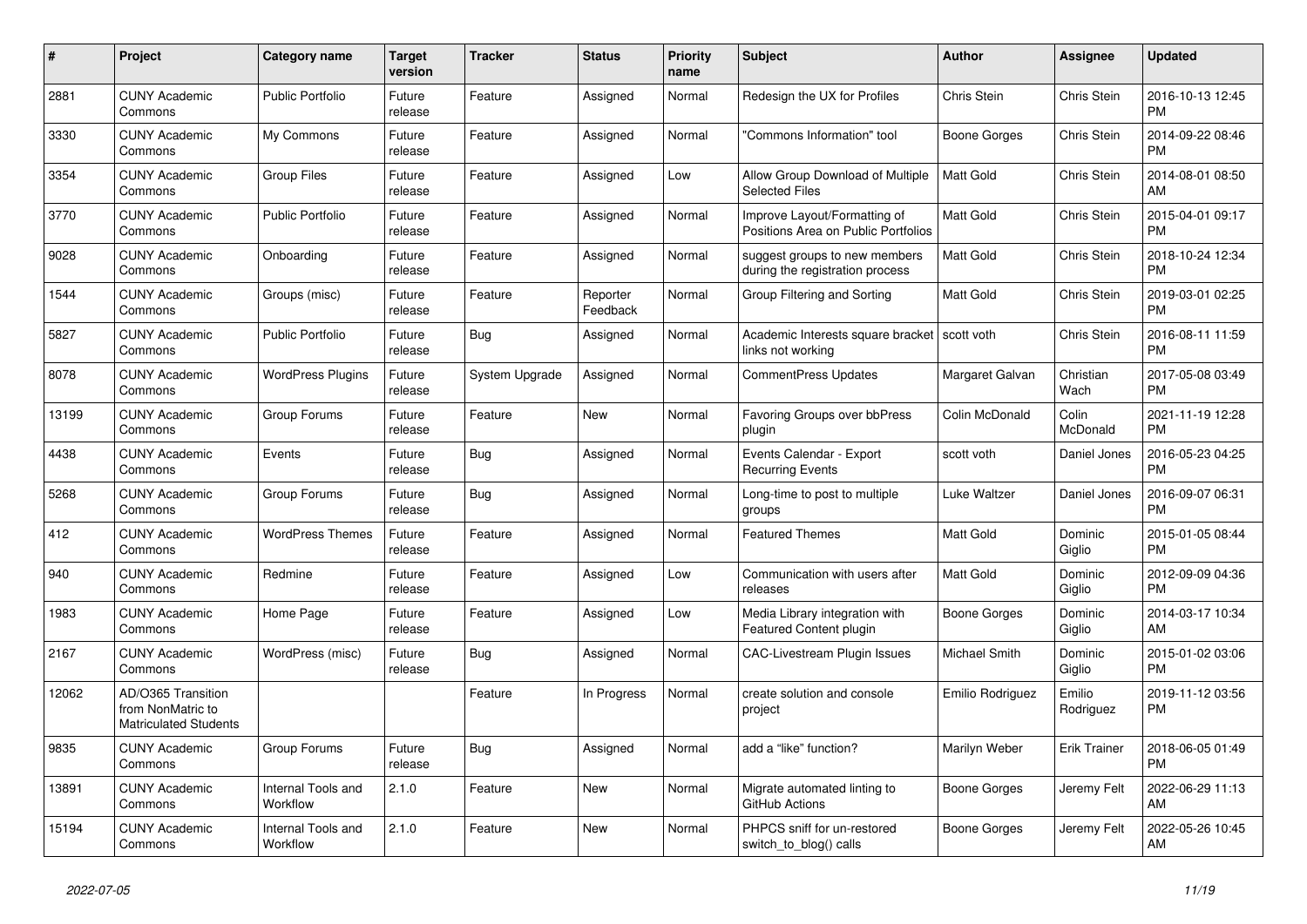| # | Project | Category name | Target version | Tracker | Status | Priority name | Subject | Author | Assignee | Updated |
|---|---|---|---|---|---|---|---|---|---|---|
| 2881 | CUNY Academic Commons | Public Portfolio | Future release | Feature | Assigned | Normal | Redesign the UX for Profiles | Chris Stein | Chris Stein | 2016-10-13 12:45 PM |
| 3330 | CUNY Academic Commons | My Commons | Future release | Feature | Assigned | Normal | "Commons Information" tool | Boone Gorges | Chris Stein | 2014-09-22 08:46 PM |
| 3354 | CUNY Academic Commons | Group Files | Future release | Feature | Assigned | Low | Allow Group Download of Multiple Selected Files | Matt Gold | Chris Stein | 2014-08-01 08:50 AM |
| 3770 | CUNY Academic Commons | Public Portfolio | Future release | Feature | Assigned | Normal | Improve Layout/Formatting of Positions Area on Public Portfolios | Matt Gold | Chris Stein | 2015-04-01 09:17 PM |
| 9028 | CUNY Academic Commons | Onboarding | Future release | Feature | Assigned | Normal | suggest groups to new members during the registration process | Matt Gold | Chris Stein | 2018-10-24 12:34 PM |
| 1544 | CUNY Academic Commons | Groups (misc) | Future release | Feature | Reporter Feedback | Normal | Group Filtering and Sorting | Matt Gold | Chris Stein | 2019-03-01 02:25 PM |
| 5827 | CUNY Academic Commons | Public Portfolio | Future release | Bug | Assigned | Normal | Academic Interests square bracket links not working | scott voth | Chris Stein | 2016-08-11 11:59 PM |
| 8078 | CUNY Academic Commons | WordPress Plugins | Future release | System Upgrade | Assigned | Normal | CommentPress Updates | Margaret Galvan | Christian Wach | 2017-05-08 03:49 PM |
| 13199 | CUNY Academic Commons | Group Forums | Future release | Feature | New | Normal | Favoring Groups over bbPress plugin | Colin McDonald | Colin McDonald | 2021-11-19 12:28 PM |
| 4438 | CUNY Academic Commons | Events | Future release | Bug | Assigned | Normal | Events Calendar - Export Recurring Events | scott voth | Daniel Jones | 2016-05-23 04:25 PM |
| 5268 | CUNY Academic Commons | Group Forums | Future release | Bug | Assigned | Normal | Long-time to post to multiple groups | Luke Waltzer | Daniel Jones | 2016-09-07 06:31 PM |
| 412 | CUNY Academic Commons | WordPress Themes | Future release | Feature | Assigned | Normal | Featured Themes | Matt Gold | Dominic Giglio | 2015-01-05 08:44 PM |
| 940 | CUNY Academic Commons | Redmine | Future release | Feature | Assigned | Low | Communication with users after releases | Matt Gold | Dominic Giglio | 2012-09-09 04:36 PM |
| 1983 | CUNY Academic Commons | Home Page | Future release | Feature | Assigned | Low | Media Library integration with Featured Content plugin | Boone Gorges | Dominic Giglio | 2014-03-17 10:34 AM |
| 2167 | CUNY Academic Commons | WordPress (misc) | Future release | Bug | Assigned | Normal | CAC-Livestream Plugin Issues | Michael Smith | Dominic Giglio | 2015-01-02 03:06 PM |
| 12062 | AD/O365 Transition from NonMatric to Matriculated Students | | | Feature | In Progress | Normal | create solution and console project | Emilio Rodriguez | Emilio Rodriguez | 2019-11-12 03:56 PM |
| 9835 | CUNY Academic Commons | Group Forums | Future release | Bug | Assigned | Normal | add a "like" function? | Marilyn Weber | Erik Trainer | 2018-06-05 01:49 PM |
| 13891 | CUNY Academic Commons | Internal Tools and Workflow | 2.1.0 | Feature | New | Normal | Migrate automated linting to GitHub Actions | Boone Gorges | Jeremy Felt | 2022-06-29 11:13 AM |
| 15194 | CUNY Academic Commons | Internal Tools and Workflow | 2.1.0 | Feature | New | Normal | PHPCS sniff for un-restored switch_to_blog() calls | Boone Gorges | Jeremy Felt | 2022-05-26 10:45 AM |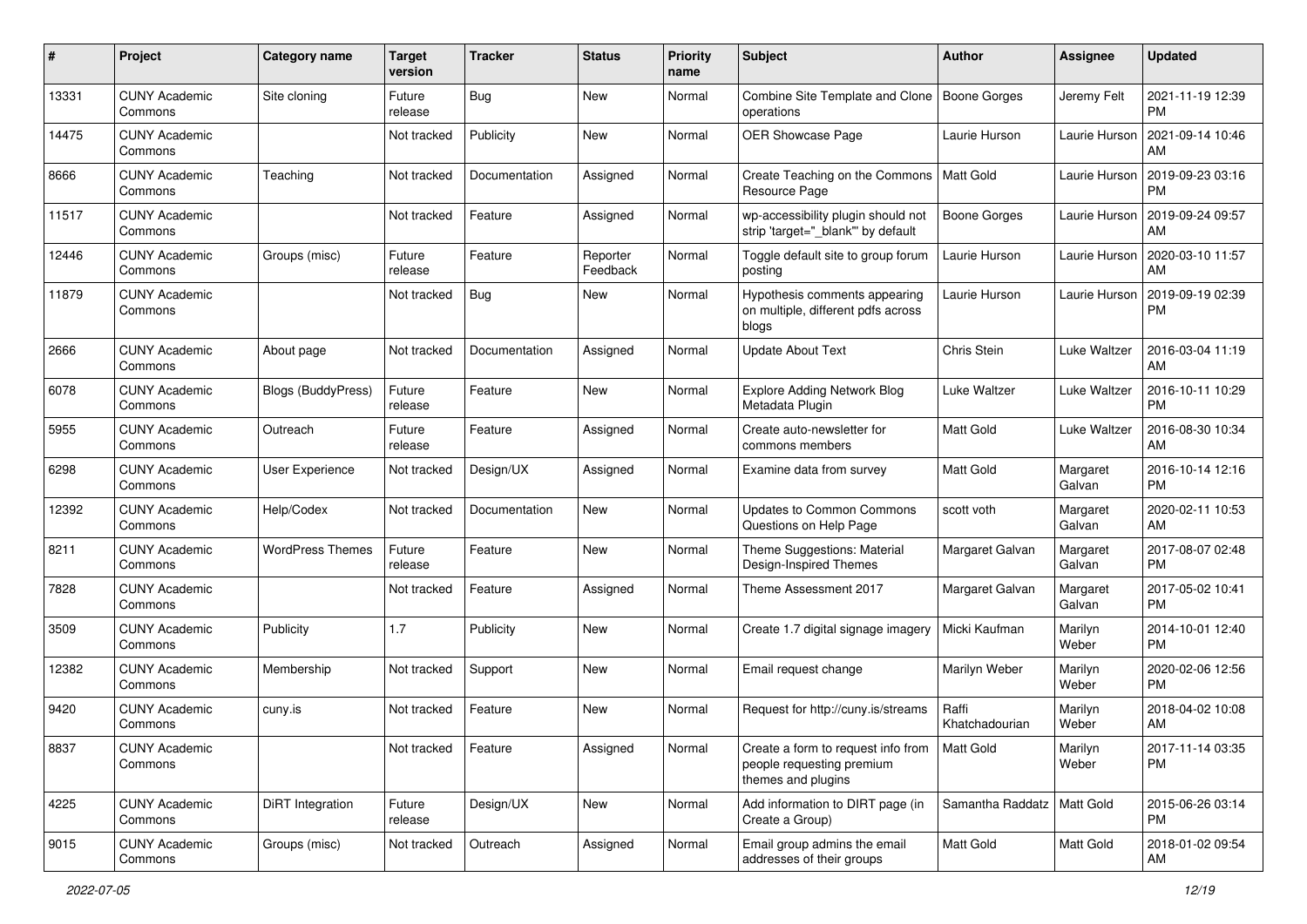| # | Project | Category name | Target version | Tracker | Status | Priority name | Subject | Author | Assignee | Updated |
|---|---|---|---|---|---|---|---|---|---|---|
| 13331 | CUNY Academic Commons | Site cloning | Future release | Bug | New | Normal | Combine Site Template and Clone operations | Boone Gorges | Jeremy Felt | 2021-11-19 12:39 PM |
| 14475 | CUNY Academic Commons | | Not tracked | Publicity | New | Normal | OER Showcase Page | Laurie Hurson | Laurie Hurson | 2021-09-14 10:46 AM |
| 8666 | CUNY Academic Commons | Teaching | Not tracked | Documentation | Assigned | Normal | Create Teaching on the Commons Resource Page | Matt Gold | Laurie Hurson | 2019-09-23 03:16 PM |
| 11517 | CUNY Academic Commons | | Not tracked | Feature | Assigned | Normal | wp-accessibility plugin should not strip 'target="_blank"' by default | Boone Gorges | Laurie Hurson | 2019-09-24 09:57 AM |
| 12446 | CUNY Academic Commons | Groups (misc) | Future release | Feature | Reporter Feedback | Normal | Toggle default site to group forum posting | Laurie Hurson | Laurie Hurson | 2020-03-10 11:57 AM |
| 11879 | CUNY Academic Commons | | Not tracked | Bug | New | Normal | Hypothesis comments appearing on multiple, different pdfs across blogs | Laurie Hurson | Laurie Hurson | 2019-09-19 02:39 PM |
| 2666 | CUNY Academic Commons | About page | Not tracked | Documentation | Assigned | Normal | Update About Text | Chris Stein | Luke Waltzer | 2016-03-04 11:19 AM |
| 6078 | CUNY Academic Commons | Blogs (BuddyPress) | Future release | Feature | New | Normal | Explore Adding Network Blog Metadata Plugin | Luke Waltzer | Luke Waltzer | 2016-10-11 10:29 PM |
| 5955 | CUNY Academic Commons | Outreach | Future release | Feature | Assigned | Normal | Create auto-newsletter for commons members | Matt Gold | Luke Waltzer | 2016-08-30 10:34 AM |
| 6298 | CUNY Academic Commons | User Experience | Not tracked | Design/UX | Assigned | Normal | Examine data from survey | Matt Gold | Margaret Galvan | 2016-10-14 12:16 PM |
| 12392 | CUNY Academic Commons | Help/Codex | Not tracked | Documentation | New | Normal | Updates to Common Commons Questions on Help Page | scott voth | Margaret Galvan | 2020-02-11 10:53 AM |
| 8211 | CUNY Academic Commons | WordPress Themes | Future release | Feature | New | Normal | Theme Suggestions: Material Design-Inspired Themes | Margaret Galvan | Margaret Galvan | 2017-08-07 02:48 PM |
| 7828 | CUNY Academic Commons | | Not tracked | Feature | Assigned | Normal | Theme Assessment 2017 | Margaret Galvan | Margaret Galvan | 2017-05-02 10:41 PM |
| 3509 | CUNY Academic Commons | Publicity | 1.7 | Publicity | New | Normal | Create 1.7 digital signage imagery | Micki Kaufman | Marilyn Weber | 2014-10-01 12:40 PM |
| 12382 | CUNY Academic Commons | Membership | Not tracked | Support | New | Normal | Email request change | Marilyn Weber | Marilyn Weber | 2020-02-06 12:56 PM |
| 9420 | CUNY Academic Commons | cuny.is | Not tracked | Feature | New | Normal | Request for http://cuny.is/streams | Raffi Khatchadourian | Marilyn Weber | 2018-04-02 10:08 AM |
| 8837 | CUNY Academic Commons | | Not tracked | Feature | Assigned | Normal | Create a form to request info from people requesting premium themes and plugins | Matt Gold | Marilyn Weber | 2017-11-14 03:35 PM |
| 4225 | CUNY Academic Commons | DiRT Integration | Future release | Design/UX | New | Normal | Add information to DIRT page (in Create a Group) | Samantha Raddatz | Matt Gold | 2015-06-26 03:14 PM |
| 9015 | CUNY Academic Commons | Groups (misc) | Not tracked | Outreach | Assigned | Normal | Email group admins the email addresses of their groups | Matt Gold | Matt Gold | 2018-01-02 09:54 AM |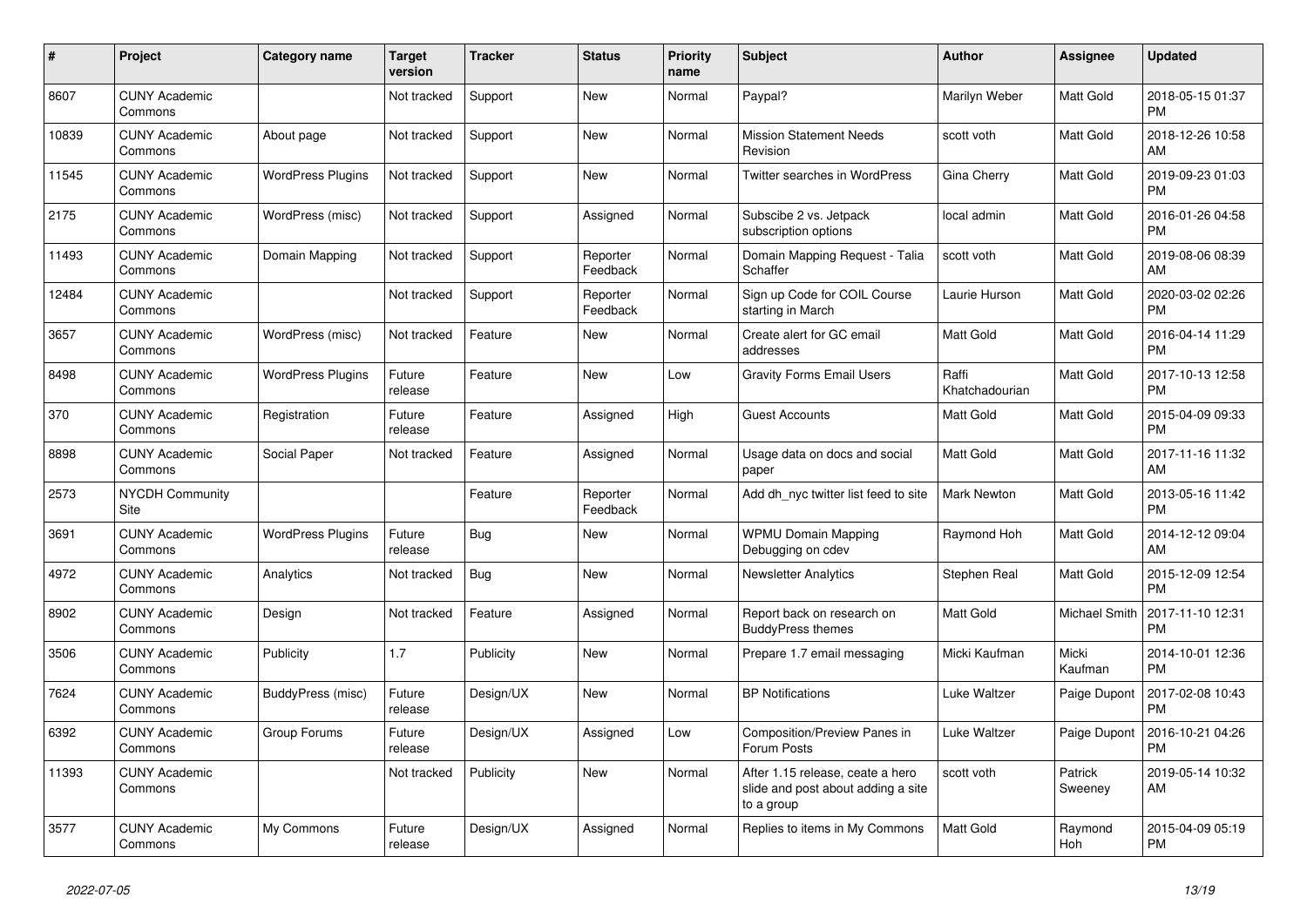| # | Project | Category name | Target version | Tracker | Status | Priority name | Subject | Author | Assignee | Updated |
|---|---|---|---|---|---|---|---|---|---|---|
| 8607 | CUNY Academic Commons | | Not tracked | Support | New | Normal | Paypal? | Marilyn Weber | Matt Gold | 2018-05-15 01:37 PM |
| 10839 | CUNY Academic Commons | About page | Not tracked | Support | New | Normal | Mission Statement Needs Revision | scott voth | Matt Gold | 2018-12-26 10:58 AM |
| 11545 | CUNY Academic Commons | WordPress Plugins | Not tracked | Support | New | Normal | Twitter searches in WordPress | Gina Cherry | Matt Gold | 2019-09-23 01:03 PM |
| 2175 | CUNY Academic Commons | WordPress (misc) | Not tracked | Support | Assigned | Normal | Subscibe 2 vs. Jetpack subscription options | local admin | Matt Gold | 2016-01-26 04:58 PM |
| 11493 | CUNY Academic Commons | Domain Mapping | Not tracked | Support | Reporter Feedback | Normal | Domain Mapping Request - Talia Schaffer | scott voth | Matt Gold | 2019-08-06 08:39 AM |
| 12484 | CUNY Academic Commons | | Not tracked | Support | Reporter Feedback | Normal | Sign up Code for COIL Course starting in March | Laurie Hurson | Matt Gold | 2020-03-02 02:26 PM |
| 3657 | CUNY Academic Commons | WordPress (misc) | Not tracked | Feature | New | Normal | Create alert for GC email addresses | Matt Gold | Matt Gold | 2016-04-14 11:29 PM |
| 8498 | CUNY Academic Commons | WordPress Plugins | Future release | Feature | New | Low | Gravity Forms Email Users | Raffi Khatchadourian | Matt Gold | 2017-10-13 12:58 PM |
| 370 | CUNY Academic Commons | Registration | Future release | Feature | Assigned | High | Guest Accounts | Matt Gold | Matt Gold | 2015-04-09 09:33 PM |
| 8898 | CUNY Academic Commons | Social Paper | Not tracked | Feature | Assigned | Normal | Usage data on docs and social paper | Matt Gold | Matt Gold | 2017-11-16 11:32 AM |
| 2573 | NYCDH Community Site | | | Feature | Reporter Feedback | Normal | Add dh_nyc twitter list feed to site | Mark Newton | Matt Gold | 2013-05-16 11:42 PM |
| 3691 | CUNY Academic Commons | WordPress Plugins | Future release | Bug | New | Normal | WPMU Domain Mapping Debugging on cdev | Raymond Hoh | Matt Gold | 2014-12-12 09:04 AM |
| 4972 | CUNY Academic Commons | Analytics | Not tracked | Bug | New | Normal | Newsletter Analytics | Stephen Real | Matt Gold | 2015-12-09 12:54 PM |
| 8902 | CUNY Academic Commons | Design | Not tracked | Feature | Assigned | Normal | Report back on research on BuddyPress themes | Matt Gold | Michael Smith | 2017-11-10 12:31 PM |
| 3506 | CUNY Academic Commons | Publicity | 1.7 | Publicity | New | Normal | Prepare 1.7 email messaging | Micki Kaufman | Micki Kaufman | 2014-10-01 12:36 PM |
| 7624 | CUNY Academic Commons | BuddyPress (misc) | Future release | Design/UX | New | Normal | BP Notifications | Luke Waltzer | Paige Dupont | 2017-02-08 10:43 PM |
| 6392 | CUNY Academic Commons | Group Forums | Future release | Design/UX | Assigned | Low | Composition/Preview Panes in Forum Posts | Luke Waltzer | Paige Dupont | 2016-10-21 04:26 PM |
| 11393 | CUNY Academic Commons | | Not tracked | Publicity | New | Normal | After 1.15 release, ceate a hero slide and post about adding a site to a group | scott voth | Patrick Sweeney | 2019-05-14 10:32 AM |
| 3577 | CUNY Academic Commons | My Commons | Future release | Design/UX | Assigned | Normal | Replies to items in My Commons | Matt Gold | Raymond Hoh | 2015-04-09 05:19 PM |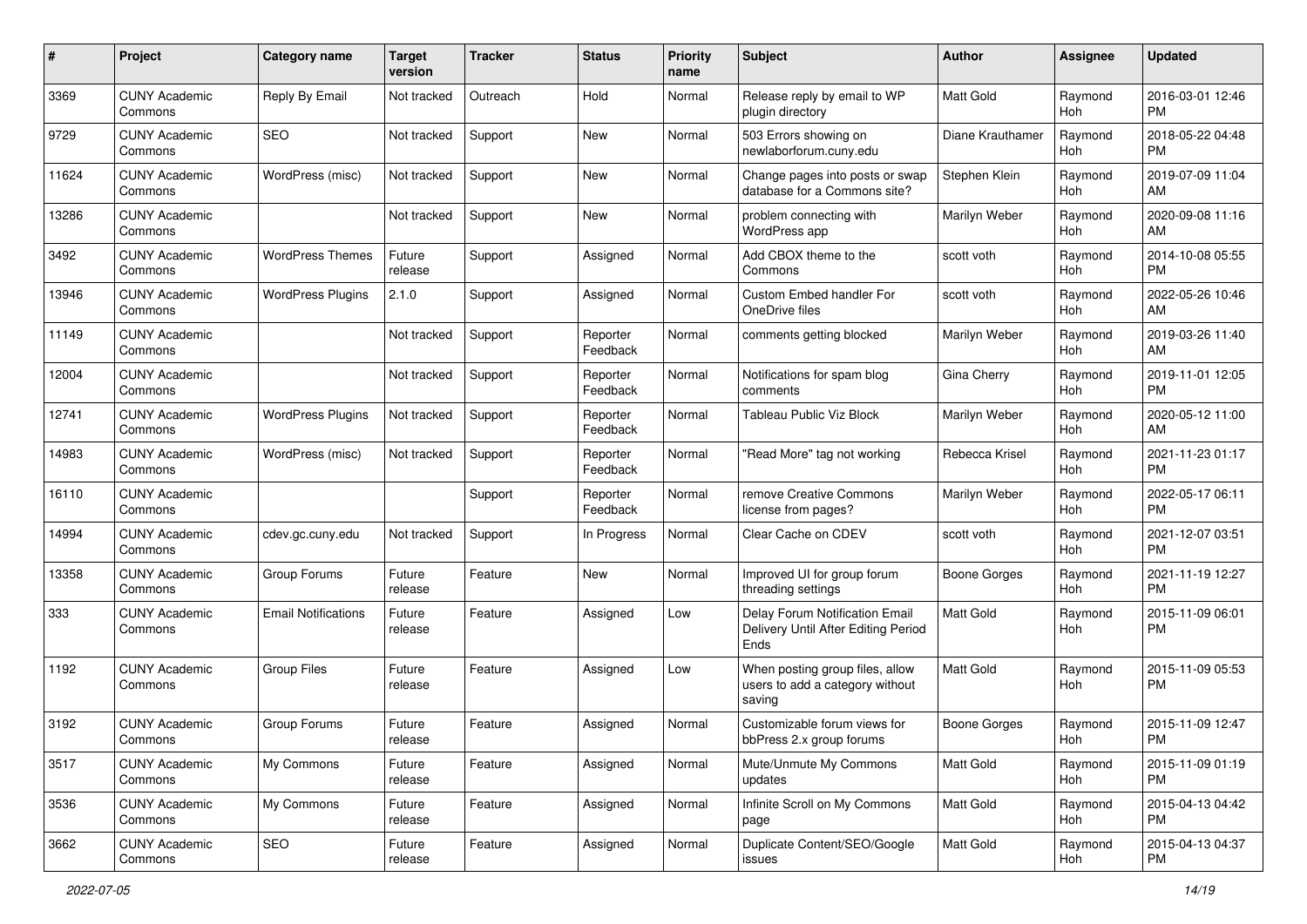| # | Project | Category name | Target version | Tracker | Status | Priority name | Subject | Author | Assignee | Updated |
|---|---|---|---|---|---|---|---|---|---|---|
| 3369 | CUNY Academic Commons | Reply By Email | Not tracked | Outreach | Hold | Normal | Release reply by email to WP plugin directory | Matt Gold | Raymond Hoh | 2016-03-01 12:46 PM |
| 9729 | CUNY Academic Commons | SEO | Not tracked | Support | New | Normal | 503 Errors showing on newlaborforum.cuny.edu | Diane Krauthamer | Raymond Hoh | 2018-05-22 04:48 PM |
| 11624 | CUNY Academic Commons | WordPress (misc) | Not tracked | Support | New | Normal | Change pages into posts or swap database for a Commons site? | Stephen Klein | Raymond Hoh | 2019-07-09 11:04 AM |
| 13286 | CUNY Academic Commons | | Not tracked | Support | New | Normal | problem connecting with WordPress app | Marilyn Weber | Raymond Hoh | 2020-09-08 11:16 AM |
| 3492 | CUNY Academic Commons | WordPress Themes | Future release | Support | Assigned | Normal | Add CBOX theme to the Commons | scott voth | Raymond Hoh | 2014-10-08 05:55 PM |
| 13946 | CUNY Academic Commons | WordPress Plugins | 2.1.0 | Support | Assigned | Normal | Custom Embed handler For OneDrive files | scott voth | Raymond Hoh | 2022-05-26 10:46 AM |
| 11149 | CUNY Academic Commons | | Not tracked | Support | Reporter Feedback | Normal | comments getting blocked | Marilyn Weber | Raymond Hoh | 2019-03-26 11:40 AM |
| 12004 | CUNY Academic Commons | | Not tracked | Support | Reporter Feedback | Normal | Notifications for spam blog comments | Gina Cherry | Raymond Hoh | 2019-11-01 12:05 PM |
| 12741 | CUNY Academic Commons | WordPress Plugins | Not tracked | Support | Reporter Feedback | Normal | Tableau Public Viz Block | Marilyn Weber | Raymond Hoh | 2020-05-12 11:00 AM |
| 14983 | CUNY Academic Commons | WordPress (misc) | Not tracked | Support | Reporter Feedback | Normal | "Read More" tag not working | Rebecca Krisel | Raymond Hoh | 2021-11-23 01:17 PM |
| 16110 | CUNY Academic Commons | | | Support | Reporter Feedback | Normal | remove Creative Commons license from pages? | Marilyn Weber | Raymond Hoh | 2022-05-17 06:11 PM |
| 14994 | CUNY Academic Commons | cdev.gc.cuny.edu | Not tracked | Support | In Progress | Normal | Clear Cache on CDEV | scott voth | Raymond Hoh | 2021-12-07 03:51 PM |
| 13358 | CUNY Academic Commons | Group Forums | Future release | Feature | New | Normal | Improved UI for group forum threading settings | Boone Gorges | Raymond Hoh | 2021-11-19 12:27 PM |
| 333 | CUNY Academic Commons | Email Notifications | Future release | Feature | Assigned | Low | Delay Forum Notification Email Delivery Until After Editing Period Ends | Matt Gold | Raymond Hoh | 2015-11-09 06:01 PM |
| 1192 | CUNY Academic Commons | Group Files | Future release | Feature | Assigned | Low | When posting group files, allow users to add a category without saving | Matt Gold | Raymond Hoh | 2015-11-09 05:53 PM |
| 3192 | CUNY Academic Commons | Group Forums | Future release | Feature | Assigned | Normal | Customizable forum views for bbPress 2.x group forums | Boone Gorges | Raymond Hoh | 2015-11-09 12:47 PM |
| 3517 | CUNY Academic Commons | My Commons | Future release | Feature | Assigned | Normal | Mute/Unmute My Commons updates | Matt Gold | Raymond Hoh | 2015-11-09 01:19 PM |
| 3536 | CUNY Academic Commons | My Commons | Future release | Feature | Assigned | Normal | Infinite Scroll on My Commons page | Matt Gold | Raymond Hoh | 2015-04-13 04:42 PM |
| 3662 | CUNY Academic Commons | SEO | Future release | Feature | Assigned | Normal | Duplicate Content/SEO/Google issues | Matt Gold | Raymond Hoh | 2015-04-13 04:37 PM |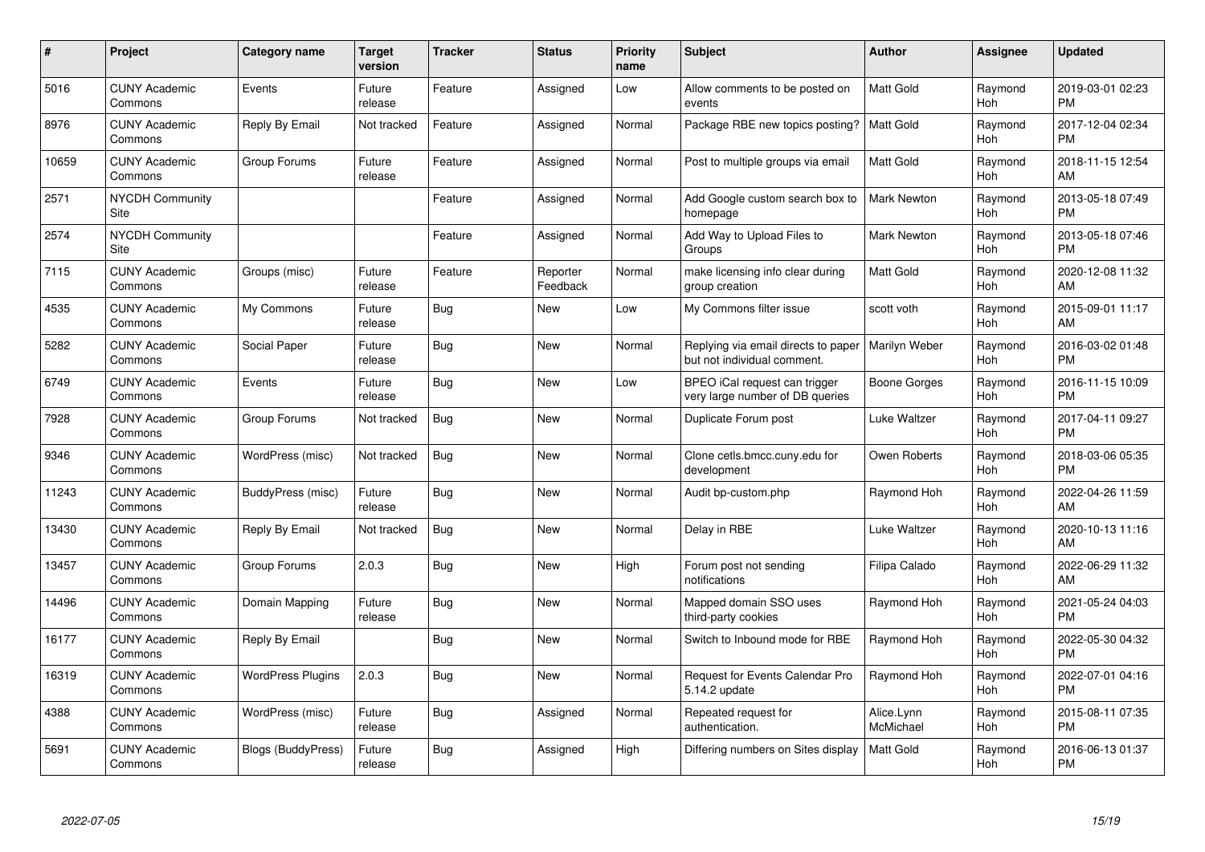| # | Project | Category name | Target version | Tracker | Status | Priority name | Subject | Author | Assignee | Updated |
|---|---|---|---|---|---|---|---|---|---|---|
| 5016 | CUNY Academic Commons | Events | Future release | Feature | Assigned | Low | Allow comments to be posted on events | Matt Gold | Raymond Hoh | 2019-03-01 02:23 PM |
| 8976 | CUNY Academic Commons | Reply By Email | Not tracked | Feature | Assigned | Normal | Package RBE new topics posting? | Matt Gold | Raymond Hoh | 2017-12-04 02:34 PM |
| 10659 | CUNY Academic Commons | Group Forums | Future release | Feature | Assigned | Normal | Post to multiple groups via email | Matt Gold | Raymond Hoh | 2018-11-15 12:54 AM |
| 2571 | NYCDH Community Site | | | Feature | Assigned | Normal | Add Google custom search box to homepage | Mark Newton | Raymond Hoh | 2013-05-18 07:49 PM |
| 2574 | NYCDH Community Site | | | Feature | Assigned | Normal | Add Way to Upload Files to Groups | Mark Newton | Raymond Hoh | 2013-05-18 07:46 PM |
| 7115 | CUNY Academic Commons | Groups (misc) | Future release | Feature | Reporter Feedback | Normal | make licensing info clear during group creation | Matt Gold | Raymond Hoh | 2020-12-08 11:32 AM |
| 4535 | CUNY Academic Commons | My Commons | Future release | Bug | New | Low | My Commons filter issue | scott voth | Raymond Hoh | 2015-09-01 11:17 AM |
| 5282 | CUNY Academic Commons | Social Paper | Future release | Bug | New | Normal | Replying via email directs to paper but not individual comment. | Marilyn Weber | Raymond Hoh | 2016-03-02 01:48 PM |
| 6749 | CUNY Academic Commons | Events | Future release | Bug | New | Low | BPEO iCal request can trigger very large number of DB queries | Boone Gorges | Raymond Hoh | 2016-11-15 10:09 PM |
| 7928 | CUNY Academic Commons | Group Forums | Not tracked | Bug | New | Normal | Duplicate Forum post | Luke Waltzer | Raymond Hoh | 2017-04-11 09:27 PM |
| 9346 | CUNY Academic Commons | WordPress (misc) | Not tracked | Bug | New | Normal | Clone cetls.bmcc.cuny.edu for development | Owen Roberts | Raymond Hoh | 2018-03-06 05:35 PM |
| 11243 | CUNY Academic Commons | BuddyPress (misc) | Future release | Bug | New | Normal | Audit bp-custom.php | Raymond Hoh | Raymond Hoh | 2022-04-26 11:59 AM |
| 13430 | CUNY Academic Commons | Reply By Email | Not tracked | Bug | New | Normal | Delay in RBE | Luke Waltzer | Raymond Hoh | 2020-10-13 11:16 AM |
| 13457 | CUNY Academic Commons | Group Forums | 2.0.3 | Bug | New | High | Forum post not sending notifications | Filipa Calado | Raymond Hoh | 2022-06-29 11:32 AM |
| 14496 | CUNY Academic Commons | Domain Mapping | Future release | Bug | New | Normal | Mapped domain SSO uses third-party cookies | Raymond Hoh | Raymond Hoh | 2021-05-24 04:03 PM |
| 16177 | CUNY Academic Commons | Reply By Email | | Bug | New | Normal | Switch to Inbound mode for RBE | Raymond Hoh | Raymond Hoh | 2022-05-30 04:32 PM |
| 16319 | CUNY Academic Commons | WordPress Plugins | 2.0.3 | Bug | New | Normal | Request for Events Calendar Pro 5.14.2 update | Raymond Hoh | Raymond Hoh | 2022-07-01 04:16 PM |
| 4388 | CUNY Academic Commons | WordPress (misc) | Future release | Bug | Assigned | Normal | Repeated request for authentication. | Alice.Lynn McMichael | Raymond Hoh | 2015-08-11 07:35 PM |
| 5691 | CUNY Academic Commons | Blogs (BuddyPress) | Future release | Bug | Assigned | High | Differing numbers on Sites display | Matt Gold | Raymond Hoh | 2016-06-13 01:37 PM |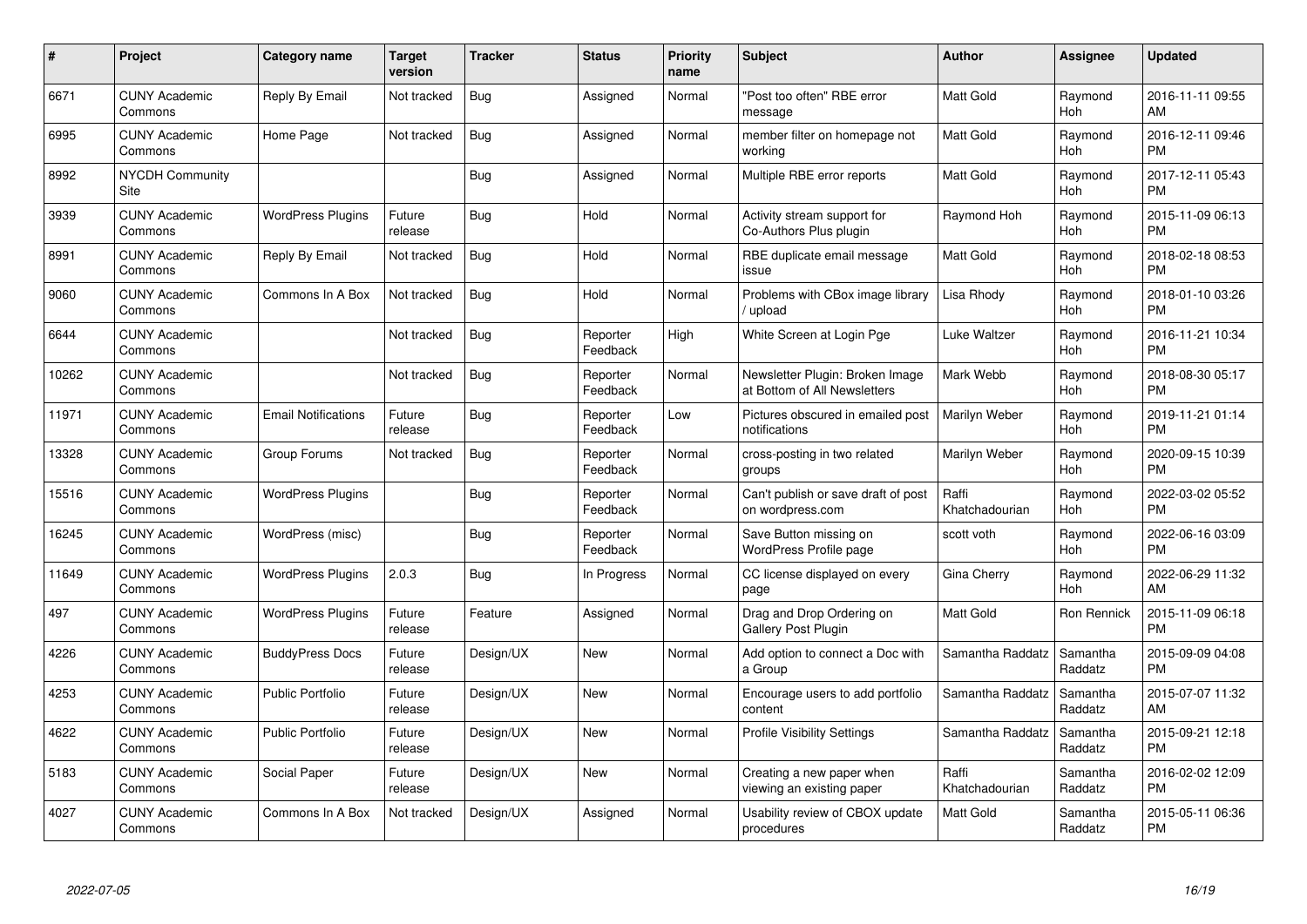| # | Project | Category name | Target version | Tracker | Status | Priority name | Subject | Author | Assignee | Updated |
|---|---|---|---|---|---|---|---|---|---|---|
| 6671 | CUNY Academic Commons | Reply By Email | Not tracked | Bug | Assigned | Normal | "Post too often" RBE error message | Matt Gold | Raymond Hoh | 2016-11-11 09:55 AM |
| 6995 | CUNY Academic Commons | Home Page | Not tracked | Bug | Assigned | Normal | member filter on homepage not working | Matt Gold | Raymond Hoh | 2016-12-11 09:46 PM |
| 8992 | NYCDH Community Site | | | Bug | Assigned | Normal | Multiple RBE error reports | Matt Gold | Raymond Hoh | 2017-12-11 05:43 PM |
| 3939 | CUNY Academic Commons | WordPress Plugins | Future release | Bug | Hold | Normal | Activity stream support for Co-Authors Plus plugin | Raymond Hoh | Raymond Hoh | 2015-11-09 06:13 PM |
| 8991 | CUNY Academic Commons | Reply By Email | Not tracked | Bug | Hold | Normal | RBE duplicate email message issue | Matt Gold | Raymond Hoh | 2018-02-18 08:53 PM |
| 9060 | CUNY Academic Commons | Commons In A Box | Not tracked | Bug | Hold | Normal | Problems with CBox image library / upload | Lisa Rhody | Raymond Hoh | 2018-01-10 03:26 PM |
| 6644 | CUNY Academic Commons | | Not tracked | Bug | Reporter Feedback | High | White Screen at Login Pge | Luke Waltzer | Raymond Hoh | 2016-11-21 10:34 PM |
| 10262 | CUNY Academic Commons | | Not tracked | Bug | Reporter Feedback | Normal | Newsletter Plugin: Broken Image at Bottom of All Newsletters | Mark Webb | Raymond Hoh | 2018-08-30 05:17 PM |
| 11971 | CUNY Academic Commons | Email Notifications | Future release | Bug | Reporter Feedback | Low | Pictures obscured in emailed post notifications | Marilyn Weber | Raymond Hoh | 2019-11-21 01:14 PM |
| 13328 | CUNY Academic Commons | Group Forums | Not tracked | Bug | Reporter Feedback | Normal | cross-posting in two related groups | Marilyn Weber | Raymond Hoh | 2020-09-15 10:39 PM |
| 15516 | CUNY Academic Commons | WordPress Plugins | | Bug | Reporter Feedback | Normal | Can't publish or save draft of post on wordpress.com | Raffi Khatchadourian | Raymond Hoh | 2022-03-02 05:52 PM |
| 16245 | CUNY Academic Commons | WordPress (misc) | | Bug | Reporter Feedback | Normal | Save Button missing on WordPress Profile page | scott voth | Raymond Hoh | 2022-06-16 03:09 PM |
| 11649 | CUNY Academic Commons | WordPress Plugins | 2.0.3 | Bug | In Progress | Normal | CC license displayed on every page | Gina Cherry | Raymond Hoh | 2022-06-29 11:32 AM |
| 497 | CUNY Academic Commons | WordPress Plugins | Future release | Feature | Assigned | Normal | Drag and Drop Ordering on Gallery Post Plugin | Matt Gold | Ron Rennick | 2015-11-09 06:18 PM |
| 4226 | CUNY Academic Commons | BuddyPress Docs | Future release | Design/UX | New | Normal | Add option to connect a Doc with a Group | Samantha Raddatz | Samantha Raddatz | 2015-09-09 04:08 PM |
| 4253 | CUNY Academic Commons | Public Portfolio | Future release | Design/UX | New | Normal | Encourage users to add portfolio content | Samantha Raddatz | Samantha Raddatz | 2015-07-07 11:32 AM |
| 4622 | CUNY Academic Commons | Public Portfolio | Future release | Design/UX | New | Normal | Profile Visibility Settings | Samantha Raddatz | Samantha Raddatz | 2015-09-21 12:18 PM |
| 5183 | CUNY Academic Commons | Social Paper | Future release | Design/UX | New | Normal | Creating a new paper when viewing an existing paper | Raffi Khatchadourian | Samantha Raddatz | 2016-02-02 12:09 PM |
| 4027 | CUNY Academic Commons | Commons In A Box | Not tracked | Design/UX | Assigned | Normal | Usability review of CBOX update procedures | Matt Gold | Samantha Raddatz | 2015-05-11 06:36 PM |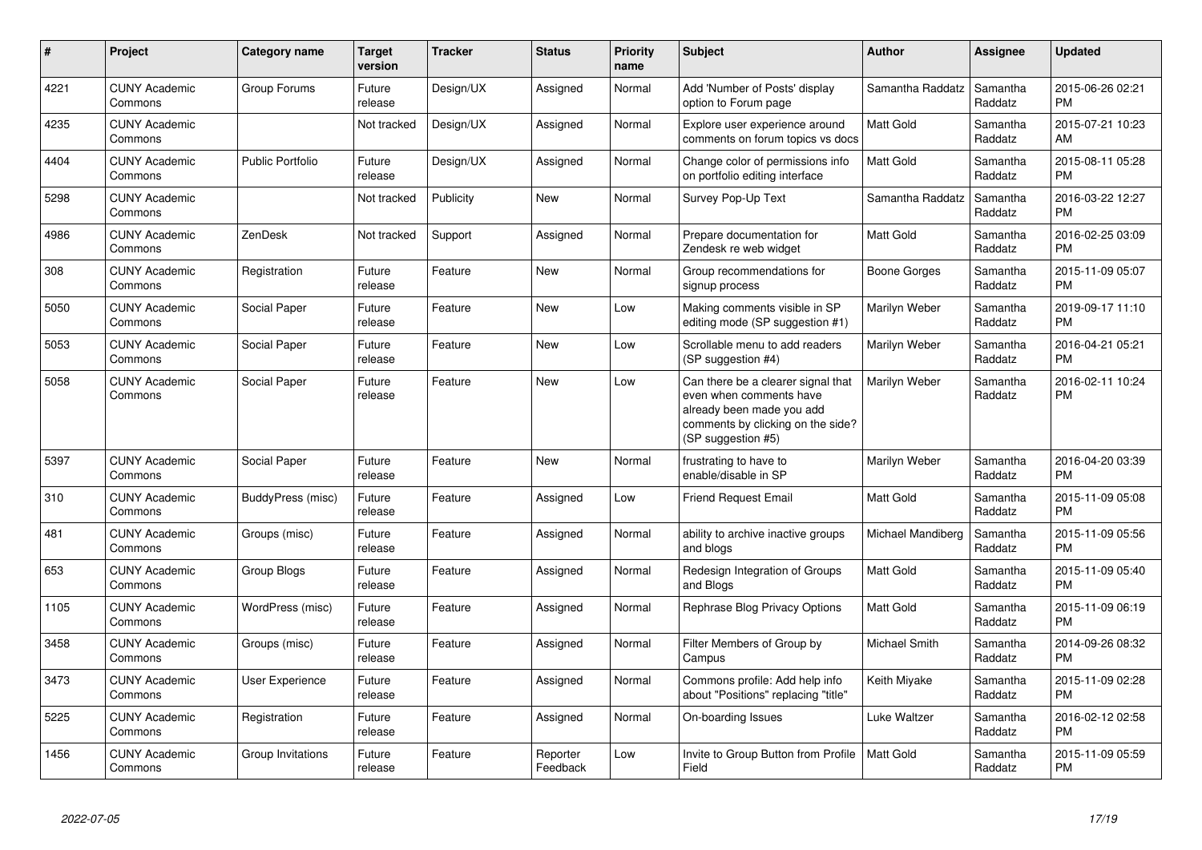| # | Project | Category name | Target version | Tracker | Status | Priority name | Subject | Author | Assignee | Updated |
|---|---|---|---|---|---|---|---|---|---|---|
| 4221 | CUNY Academic Commons | Group Forums | Future release | Design/UX | Assigned | Normal | Add 'Number of Posts' display option to Forum page | Samantha Raddatz | Samantha Raddatz | 2015-06-26 02:21 PM |
| 4235 | CUNY Academic Commons | | Not tracked | Design/UX | Assigned | Normal | Explore user experience around comments on forum topics vs docs | Matt Gold | Samantha Raddatz | 2015-07-21 10:23 AM |
| 4404 | CUNY Academic Commons | Public Portfolio | Future release | Design/UX | Assigned | Normal | Change color of permissions info on portfolio editing interface | Matt Gold | Samantha Raddatz | 2015-08-11 05:28 PM |
| 5298 | CUNY Academic Commons | | Not tracked | Publicity | New | Normal | Survey Pop-Up Text | Samantha Raddatz | Samantha Raddatz | 2016-03-22 12:27 PM |
| 4986 | CUNY Academic Commons | ZenDesk | Not tracked | Support | Assigned | Normal | Prepare documentation for Zendesk re web widget | Matt Gold | Samantha Raddatz | 2016-02-25 03:09 PM |
| 308 | CUNY Academic Commons | Registration | Future release | Feature | New | Normal | Group recommendations for signup process | Boone Gorges | Samantha Raddatz | 2015-11-09 05:07 PM |
| 5050 | CUNY Academic Commons | Social Paper | Future release | Feature | New | Low | Making comments visible in SP editing mode (SP suggestion #1) | Marilyn Weber | Samantha Raddatz | 2019-09-17 11:10 PM |
| 5053 | CUNY Academic Commons | Social Paper | Future release | Feature | New | Low | Scrollable menu to add readers (SP suggestion #4) | Marilyn Weber | Samantha Raddatz | 2016-04-21 05:21 PM |
| 5058 | CUNY Academic Commons | Social Paper | Future release | Feature | New | Low | Can there be a clearer signal that even when comments have already been made you add comments by clicking on the side? (SP suggestion #5) | Marilyn Weber | Samantha Raddatz | 2016-02-11 10:24 PM |
| 5397 | CUNY Academic Commons | Social Paper | Future release | Feature | New | Normal | frustrating to have to enable/disable in SP | Marilyn Weber | Samantha Raddatz | 2016-04-20 03:39 PM |
| 310 | CUNY Academic Commons | BuddyPress (misc) | Future release | Feature | Assigned | Low | Friend Request Email | Matt Gold | Samantha Raddatz | 2015-11-09 05:08 PM |
| 481 | CUNY Academic Commons | Groups (misc) | Future release | Feature | Assigned | Normal | ability to archive inactive groups and blogs | Michael Mandiberg | Samantha Raddatz | 2015-11-09 05:56 PM |
| 653 | CUNY Academic Commons | Group Blogs | Future release | Feature | Assigned | Normal | Redesign Integration of Groups and Blogs | Matt Gold | Samantha Raddatz | 2015-11-09 05:40 PM |
| 1105 | CUNY Academic Commons | WordPress (misc) | Future release | Feature | Assigned | Normal | Rephrase Blog Privacy Options | Matt Gold | Samantha Raddatz | 2015-11-09 06:19 PM |
| 3458 | CUNY Academic Commons | Groups (misc) | Future release | Feature | Assigned | Normal | Filter Members of Group by Campus | Michael Smith | Samantha Raddatz | 2014-09-26 08:32 PM |
| 3473 | CUNY Academic Commons | User Experience | Future release | Feature | Assigned | Normal | Commons profile: Add help info about "Positions" replacing "title" | Keith Miyake | Samantha Raddatz | 2015-11-09 02:28 PM |
| 5225 | CUNY Academic Commons | Registration | Future release | Feature | Assigned | Normal | On-boarding Issues | Luke Waltzer | Samantha Raddatz | 2016-02-12 02:58 PM |
| 1456 | CUNY Academic Commons | Group Invitations | Future release | Feature | Reporter Feedback | Low | Invite to Group Button from Profile Field | Matt Gold | Samantha Raddatz | 2015-11-09 05:59 PM |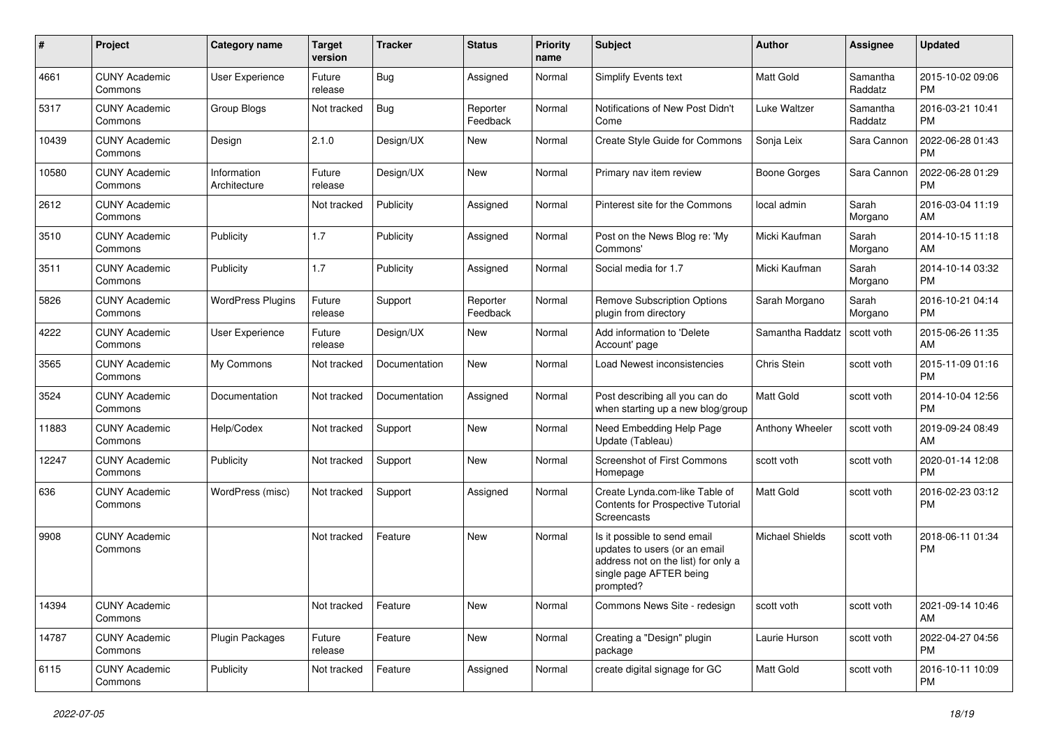| # | Project | Category name | Target version | Tracker | Status | Priority name | Subject | Author | Assignee | Updated |
|---|---|---|---|---|---|---|---|---|---|---|
| 4661 | CUNY Academic Commons | User Experience | Future release | Bug | Assigned | Normal | Simplify Events text | Matt Gold | Samantha Raddatz | 2015-10-02 09:06 PM |
| 5317 | CUNY Academic Commons | Group Blogs | Not tracked | Bug | Reporter Feedback | Normal | Notifications of New Post Didn't Come | Luke Waltzer | Samantha Raddatz | 2016-03-21 10:41 PM |
| 10439 | CUNY Academic Commons | Design | 2.1.0 | Design/UX | New | Normal | Create Style Guide for Commons | Sonja Leix | Sara Cannon | 2022-06-28 01:43 PM |
| 10580 | CUNY Academic Commons | Information Architecture | Future release | Design/UX | New | Normal | Primary nav item review | Boone Gorges | Sara Cannon | 2022-06-28 01:29 PM |
| 2612 | CUNY Academic Commons | | Not tracked | Publicity | Assigned | Normal | Pinterest site for the Commons | local admin | Sarah Morgano | 2016-03-04 11:19 AM |
| 3510 | CUNY Academic Commons | Publicity | 1.7 | Publicity | Assigned | Normal | Post on the News Blog re: 'My Commons' | Micki Kaufman | Sarah Morgano | 2014-10-15 11:18 AM |
| 3511 | CUNY Academic Commons | Publicity | 1.7 | Publicity | Assigned | Normal | Social media for 1.7 | Micki Kaufman | Sarah Morgano | 2014-10-14 03:32 PM |
| 5826 | CUNY Academic Commons | WordPress Plugins | Future release | Support | Reporter Feedback | Normal | Remove Subscription Options plugin from directory | Sarah Morgano | Sarah Morgano | 2016-10-21 04:14 PM |
| 4222 | CUNY Academic Commons | User Experience | Future release | Design/UX | New | Normal | Add information to 'Delete Account' page | Samantha Raddatz | scott voth | 2015-06-26 11:35 AM |
| 3565 | CUNY Academic Commons | My Commons | Not tracked | Documentation | New | Normal | Load Newest inconsistencies | Chris Stein | scott voth | 2015-11-09 01:16 PM |
| 3524 | CUNY Academic Commons | Documentation | Not tracked | Documentation | Assigned | Normal | Post describing all you can do when starting up a new blog/group | Matt Gold | scott voth | 2014-10-04 12:56 PM |
| 11883 | CUNY Academic Commons | Help/Codex | Not tracked | Support | New | Normal | Need Embedding Help Page Update (Tableau) | Anthony Wheeler | scott voth | 2019-09-24 08:49 AM |
| 12247 | CUNY Academic Commons | Publicity | Not tracked | Support | New | Normal | Screenshot of First Commons Homepage | scott voth | scott voth | 2020-01-14 12:08 PM |
| 636 | CUNY Academic Commons | WordPress (misc) | Not tracked | Support | Assigned | Normal | Create Lynda.com-like Table of Contents for Prospective Tutorial Screencasts | Matt Gold | scott voth | 2016-02-23 03:12 PM |
| 9908 | CUNY Academic Commons | | Not tracked | Feature | New | Normal | Is it possible to send email updates to users (or an email address not on the list) for only a single page AFTER being prompted? | Michael Shields | scott voth | 2018-06-11 01:34 PM |
| 14394 | CUNY Academic Commons | | Not tracked | Feature | New | Normal | Commons News Site - redesign | scott voth | scott voth | 2021-09-14 10:46 AM |
| 14787 | CUNY Academic Commons | Plugin Packages | Future release | Feature | New | Normal | Creating a "Design" plugin package | Laurie Hurson | scott voth | 2022-04-27 04:56 PM |
| 6115 | CUNY Academic Commons | Publicity | Not tracked | Feature | Assigned | Normal | create digital signage for GC | Matt Gold | scott voth | 2016-10-11 10:09 PM |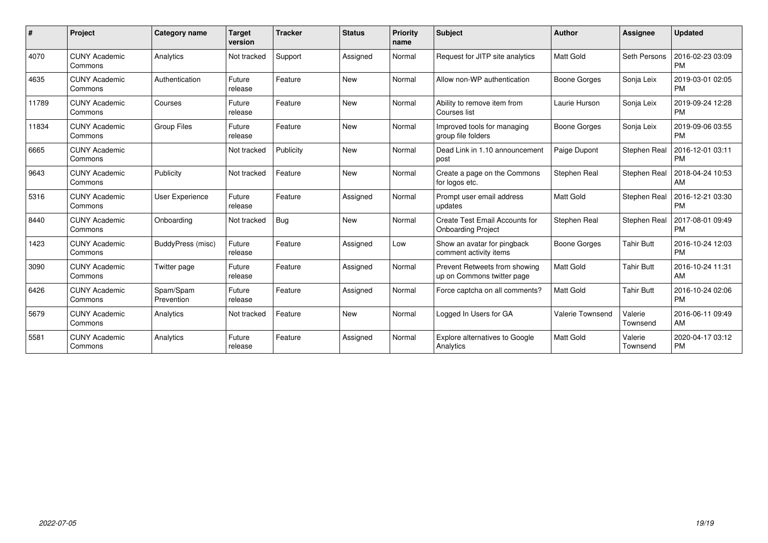| # | Project | Category name | Target version | Tracker | Status | Priority name | Subject | Author | Assignee | Updated |
|---|---|---|---|---|---|---|---|---|---|---|
| 4070 | CUNY Academic Commons | Analytics | Not tracked | Support | Assigned | Normal | Request for JITP site analytics | Matt Gold | Seth Persons | 2016-02-23 03:09 PM |
| 4635 | CUNY Academic Commons | Authentication | Future release | Feature | New | Normal | Allow non-WP authentication | Boone Gorges | Sonja Leix | 2019-03-01 02:05 PM |
| 11789 | CUNY Academic Commons | Courses | Future release | Feature | New | Normal | Ability to remove item from Courses list | Laurie Hurson | Sonja Leix | 2019-09-24 12:28 PM |
| 11834 | CUNY Academic Commons | Group Files | Future release | Feature | New | Normal | Improved tools for managing group file folders | Boone Gorges | Sonja Leix | 2019-09-06 03:55 PM |
| 6665 | CUNY Academic Commons | | Not tracked | Publicity | New | Normal | Dead Link in 1.10 announcement post | Paige Dupont | Stephen Real | 2016-12-01 03:11 PM |
| 9643 | CUNY Academic Commons | Publicity | Not tracked | Feature | New | Normal | Create a page on the Commons for logos etc. | Stephen Real | Stephen Real | 2018-04-24 10:53 AM |
| 5316 | CUNY Academic Commons | User Experience | Future release | Feature | Assigned | Normal | Prompt user email address updates | Matt Gold | Stephen Real | 2016-12-21 03:30 PM |
| 8440 | CUNY Academic Commons | Onboarding | Not tracked | Bug | New | Normal | Create Test Email Accounts for Onboarding Project | Stephen Real | Stephen Real | 2017-08-01 09:49 PM |
| 1423 | CUNY Academic Commons | BuddyPress (misc) | Future release | Feature | Assigned | Low | Show an avatar for pingback comment activity items | Boone Gorges | Tahir Butt | 2016-10-24 12:03 PM |
| 3090 | CUNY Academic Commons | Twitter page | Future release | Feature | Assigned | Normal | Prevent Retweets from showing up on Commons twitter page | Matt Gold | Tahir Butt | 2016-10-24 11:31 AM |
| 6426 | CUNY Academic Commons | Spam/Spam Prevention | Future release | Feature | Assigned | Normal | Force captcha on all comments? | Matt Gold | Tahir Butt | 2016-10-24 02:06 PM |
| 5679 | CUNY Academic Commons | Analytics | Not tracked | Feature | New | Normal | Logged In Users for GA | Valerie Townsend | Valerie Townsend | 2016-06-11 09:49 AM |
| 5581 | CUNY Academic Commons | Analytics | Future release | Feature | Assigned | Normal | Explore alternatives to Google Analytics | Matt Gold | Valerie Townsend | 2020-04-17 03:12 PM |